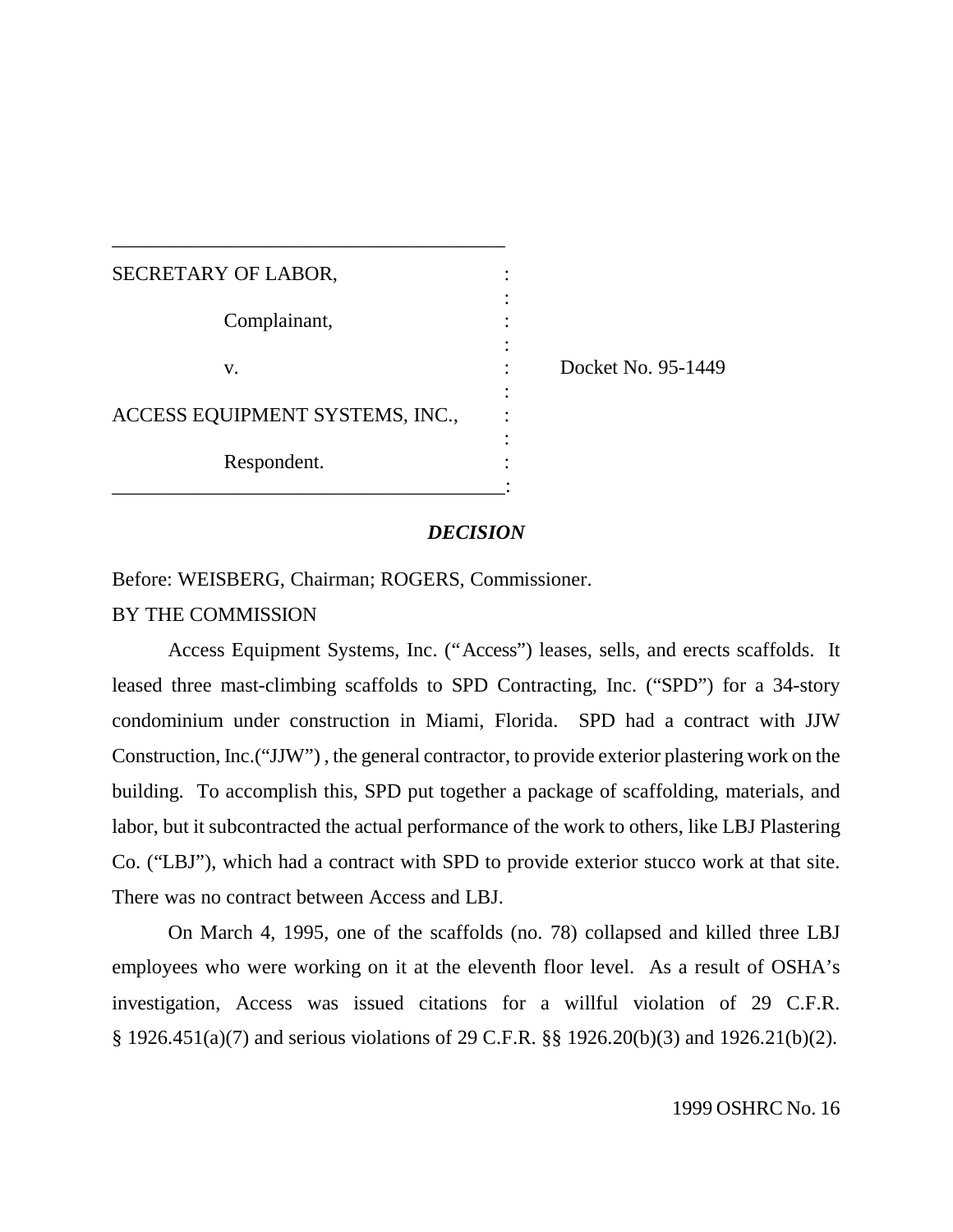| SECRETARY OF LABOR, | |
|---|---|
| Complainant, | |
| v. | Docket No. 95-1449 |
| ACCESS EQUIPMENT SYSTEMS, INC., | |
| Respondent. | |

***DECISION***

Before: WEISBERG, Chairman; ROGERS, Commissioner.

BY THE COMMISSION

Access Equipment Systems, Inc. ("Access") leases, sells, and erects scaffolds. It leased three mast-climbing scaffolds to SPD Contracting, Inc. ("SPD") for a 34-story condominium under construction in Miami, Florida. SPD had a contract with JJW Construction, Inc.("JJW") , the general contractor, to provide exterior plastering work on the building. To accomplish this, SPD put together a package of scaffolding, materials, and labor, but it subcontracted the actual performance of the work to others, like LBJ Plastering Co. ("LBJ"), which had a contract with SPD to provide exterior stucco work at that site. There was no contract between Access and LBJ.

On March 4, 1995, one of the scaffolds (no. 78) collapsed and killed three LBJ employees who were working on it at the eleventh floor level. As a result of OSHA's investigation, Access was issued citations for a willful violation of 29 C.F.R. § 1926.451(a)(7) and serious violations of 29 C.F.R. §§ 1926.20(b)(3) and 1926.21(b)(2).

1999 OSHRC No. 16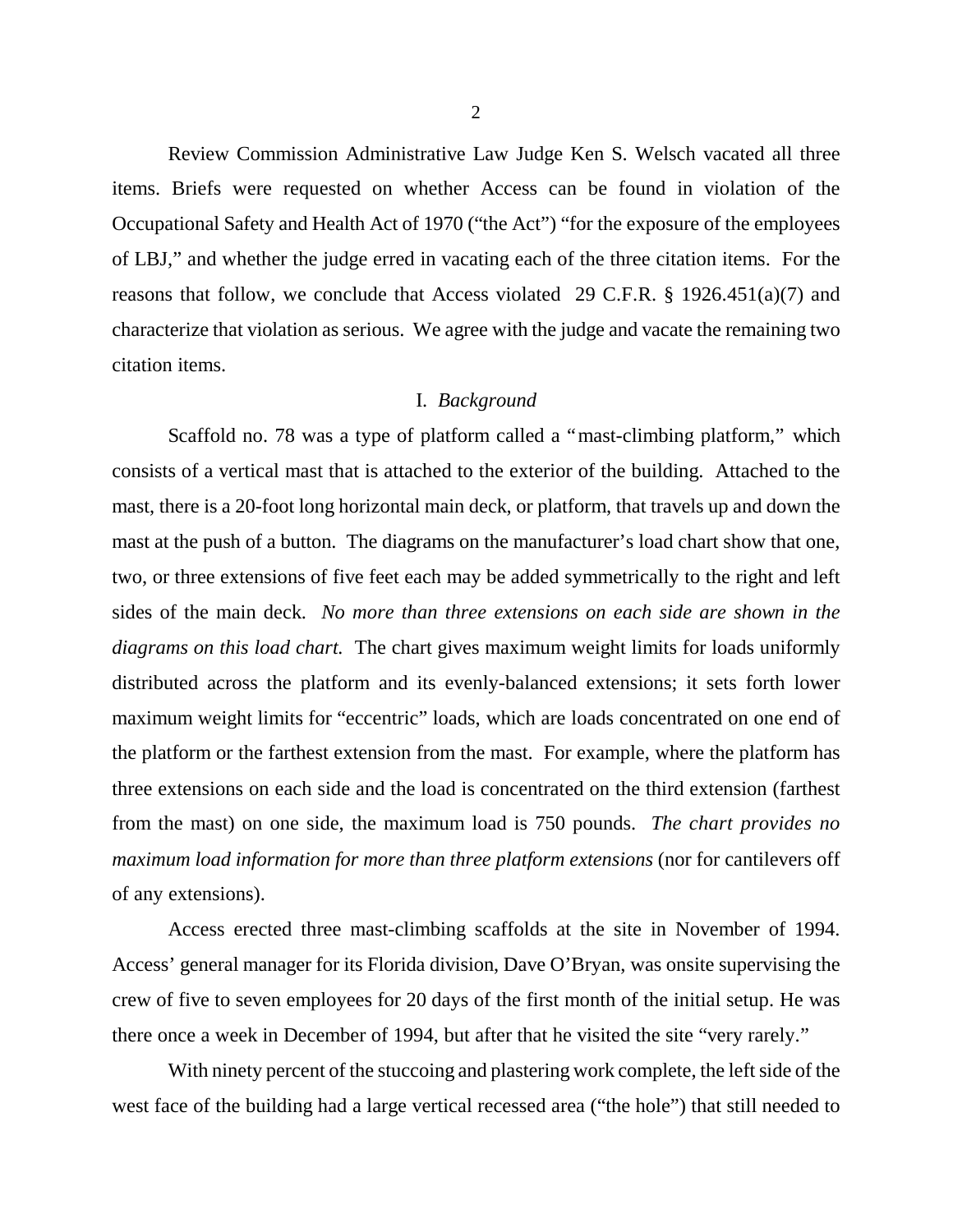Review Commission Administrative Law Judge Ken S. Welsch vacated all three items. Briefs were requested on whether Access can be found in violation of the Occupational Safety and Health Act of 1970 ("the Act") "for the exposure of the employees of LBJ," and whether the judge erred in vacating each of the three citation items. For the reasons that follow, we conclude that Access violated 29 C.F.R. § 1926.451(a)(7) and characterize that violation as serious. We agree with the judge and vacate the remaining two citation items.

## I. *Background*

Scaffold no. 78 was a type of platform called a "mast-climbing platform," which consists of a vertical mast that is attached to the exterior of the building. Attached to the mast, there is a 20-foot long horizontal main deck, or platform, that travels up and down the mast at the push of a button. The diagrams on the manufacturer's load chart show that one, two, or three extensions of five feet each may be added symmetrically to the right and left sides of the main deck. *No more than three extensions on each side are shown in the diagrams on this load chart.* The chart gives maximum weight limits for loads uniformly distributed across the platform and its evenly-balanced extensions; it sets forth lower maximum weight limits for "eccentric" loads, which are loads concentrated on one end of the platform or the farthest extension from the mast. For example, where the platform has three extensions on each side and the load is concentrated on the third extension (farthest from the mast) on one side, the maximum load is 750 pounds. *The chart provides no maximum load information for more than three platform extensions* (nor for cantilevers off of any extensions).

Access erected three mast-climbing scaffolds at the site in November of 1994. Access' general manager for its Florida division, Dave O'Bryan, was onsite supervising the crew of five to seven employees for 20 days of the first month of the initial setup. He was there once a week in December of 1994, but after that he visited the site "very rarely."

With ninety percent of the stuccoing and plastering work complete, the left side of the west face of the building had a large vertical recessed area ("the hole") that still needed to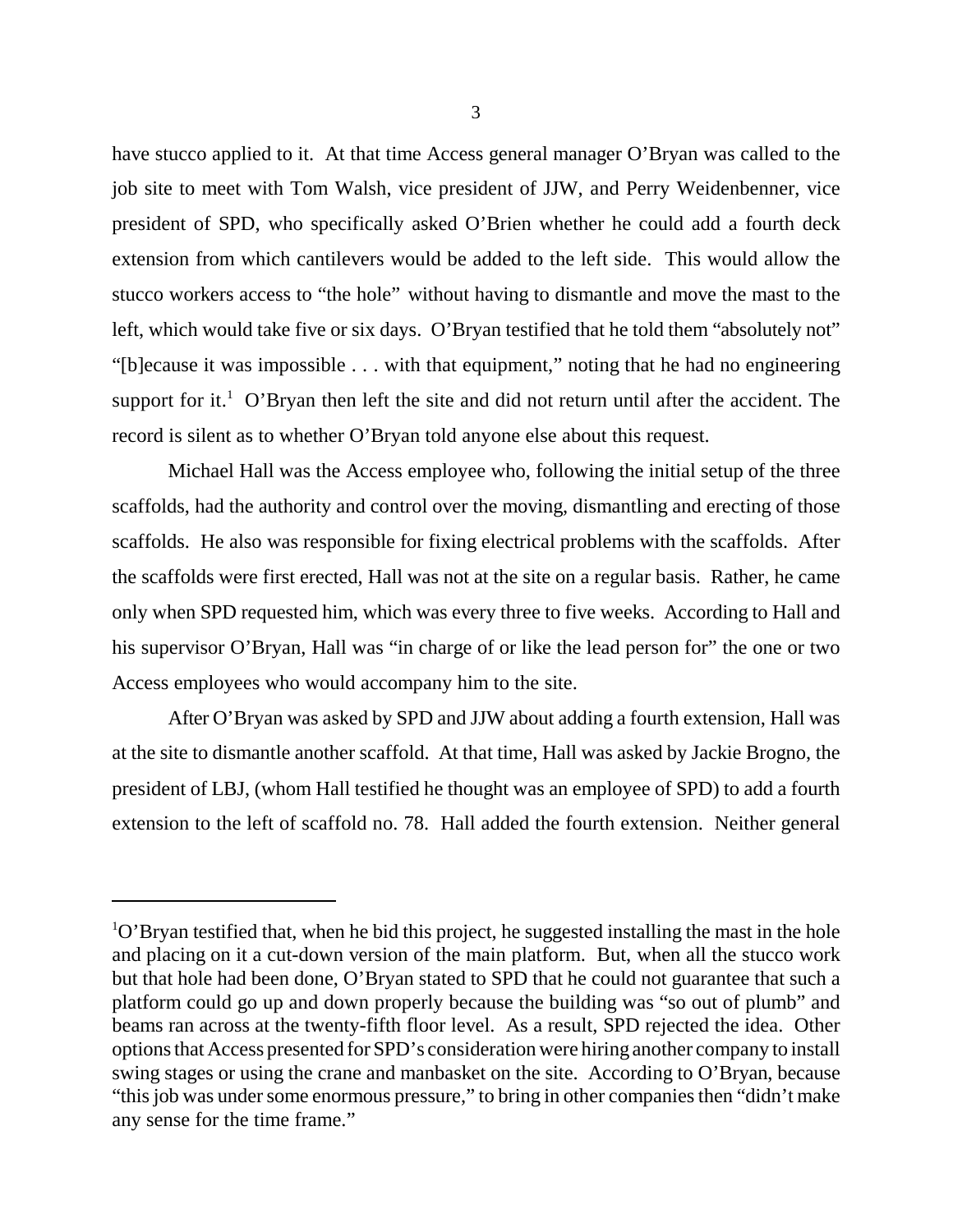have stucco applied to it. At that time Access general manager O'Bryan was called to the job site to meet with Tom Walsh, vice president of JJW, and Perry Weidenbenner, vice president of SPD, who specifically asked O'Brien whether he could add a fourth deck extension from which cantilevers would be added to the left side. This would allow the stucco workers access to "the hole" without having to dismantle and move the mast to the left, which would take five or six days. O'Bryan testified that he told them "absolutely not" "[b]ecause it was impossible . . . with that equipment," noting that he had no engineering support for it.[1] O'Bryan then left the site and did not return until after the accident. The record is silent as to whether O'Bryan told anyone else about this request.

Michael Hall was the Access employee who, following the initial setup of the three scaffolds, had the authority and control over the moving, dismantling and erecting of those scaffolds. He also was responsible for fixing electrical problems with the scaffolds. After the scaffolds were first erected, Hall was not at the site on a regular basis. Rather, he came only when SPD requested him, which was every three to five weeks. According to Hall and his supervisor O'Bryan, Hall was "in charge of or like the lead person for" the one or two Access employees who would accompany him to the site.

After O'Bryan was asked by SPD and JJW about adding a fourth extension, Hall was at the site to dismantle another scaffold. At that time, Hall was asked by Jackie Brogno, the president of LBJ, (whom Hall testified he thought was an employee of SPD) to add a fourth extension to the left of scaffold no. 78. Hall added the fourth extension. Neither general

---

[1] O'Bryan testified that, when he bid this project, he suggested installing the mast in the hole and placing on it a cut-down version of the main platform. But, when all the stucco work but that hole had been done, O'Bryan stated to SPD that he could not guarantee that such a platform could go up and down properly because the building was "so out of plumb" and beams ran across at the twenty-fifth floor level. As a result, SPD rejected the idea. Other options that Access presented for SPD's consideration were hiring another company to install swing stages or using the crane and manbasket on the site. According to O'Bryan, because "this job was under some enormous pressure," to bring in other companies then "didn't make any sense for the time frame."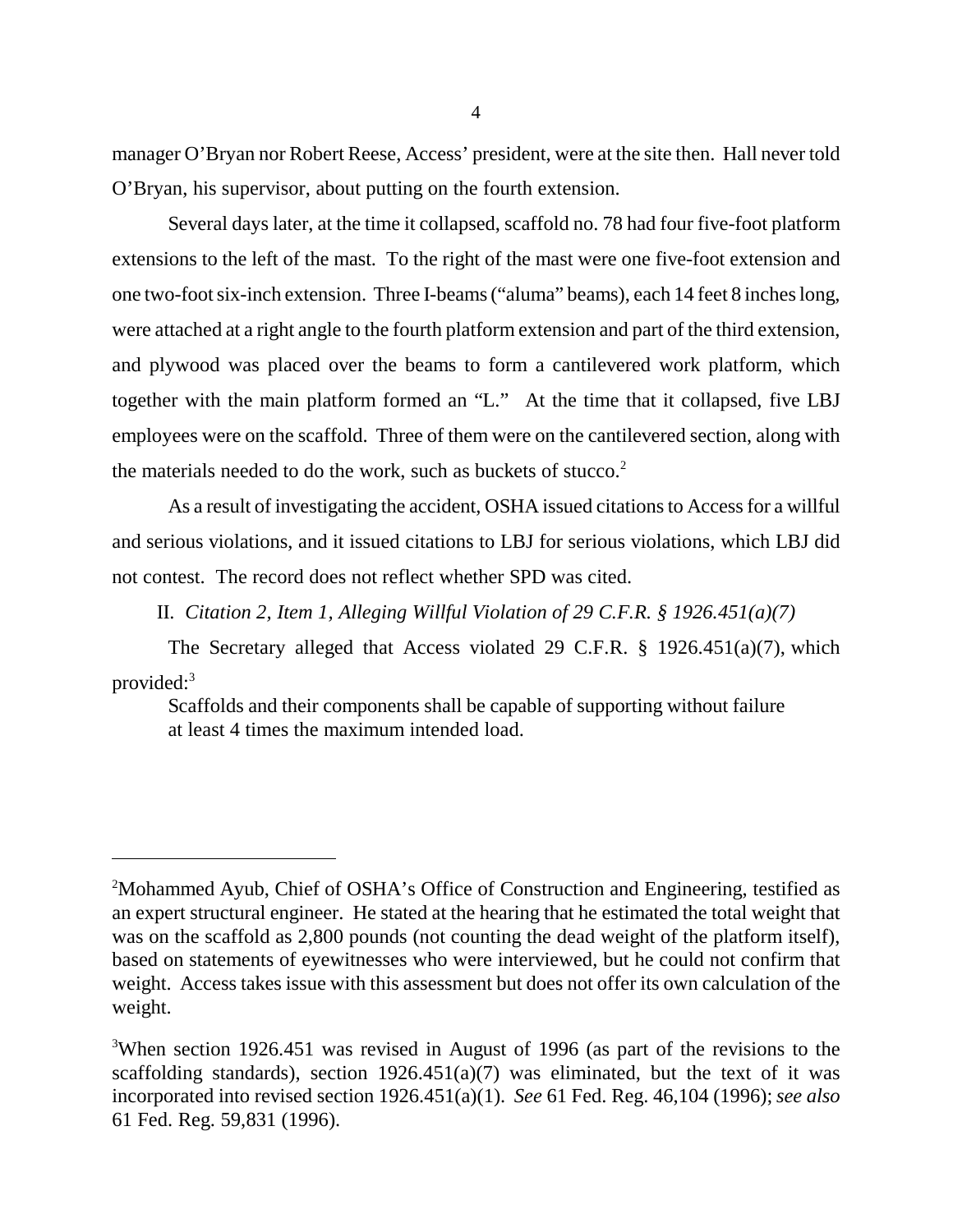manager O'Bryan nor Robert Reese, Access' president, were at the site then. Hall never told O'Bryan, his supervisor, about putting on the fourth extension.

Several days later, at the time it collapsed, scaffold no. 78 had four five-foot platform extensions to the left of the mast. To the right of the mast were one five-foot extension and one two-foot six-inch extension. Three I-beams ("aluma" beams), each 14 feet 8 inches long, were attached at a right angle to the fourth platform extension and part of the third extension, and plywood was placed over the beams to form a cantilevered work platform, which together with the main platform formed an "L." At the time that it collapsed, five LBJ employees were on the scaffold. Three of them were on the cantilevered section, along with the materials needed to do the work, such as buckets of stucco.[2]

As a result of investigating the accident, OSHA issued citations to Access for a willful and serious violations, and it issued citations to LBJ for serious violations, which LBJ did not contest. The record does not reflect whether SPD was cited.

II. *Citation 2, Item 1, Alleging Willful Violation of 29 C.F.R. § 1926.451(a)(7)*

The Secretary alleged that Access violated 29 C.F.R. § 1926.451(a)(7), which provided:[3]

> Scaffolds and their components shall be capable of supporting without failure at least 4 times the maximum intended load.

---

[2]Mohammed Ayub, Chief of OSHA's Office of Construction and Engineering, testified as an expert structural engineer. He stated at the hearing that he estimated the total weight that was on the scaffold as 2,800 pounds (not counting the dead weight of the platform itself), based on statements of eyewitnesses who were interviewed, but he could not confirm that weight. Access takes issue with this assessment but does not offer its own calculation of the weight.

[3]When section 1926.451 was revised in August of 1996 (as part of the revisions to the scaffolding standards), section 1926.451(a)(7) was eliminated, but the text of it was incorporated into revised section 1926.451(a)(1). *See* 61 Fed. Reg. 46,104 (1996); *see also* 61 Fed. Reg. 59,831 (1996).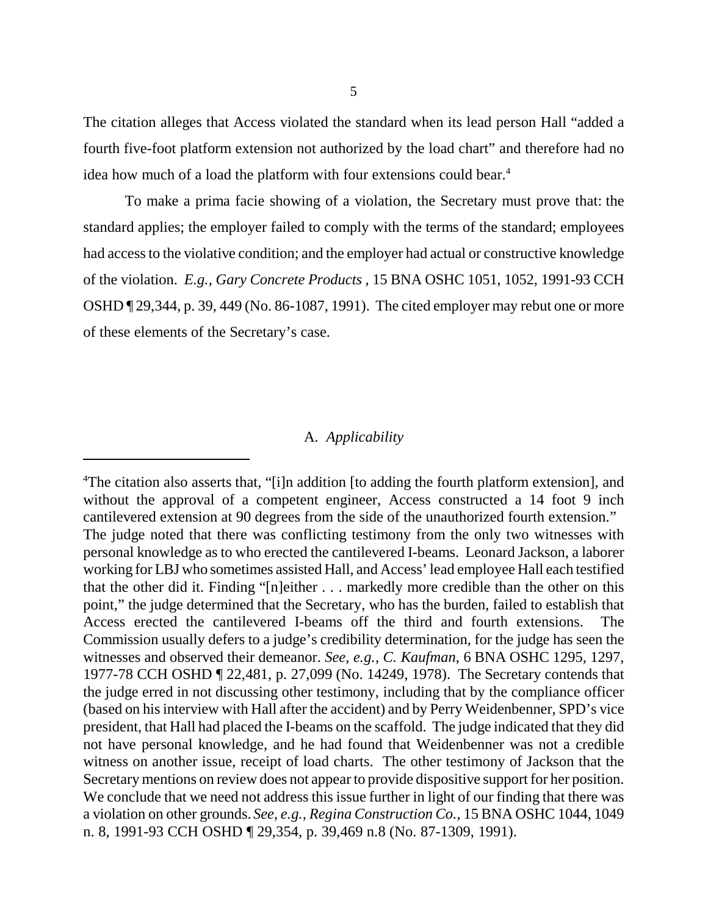The citation alleges that Access violated the standard when its lead person Hall "added a fourth five-foot platform extension not authorized by the load chart" and therefore had no idea how much of a load the platform with four extensions could bear.[4]

To make a prima facie showing of a violation, the Secretary must prove that: the standard applies; the employer failed to comply with the terms of the standard; employees had access to the violative condition; and the employer had actual or constructive knowledge of the violation. *E.g., Gary Concrete Products* , 15 BNA OSHC 1051, 1052, 1991-93 CCH OSHD ¶ 29,344, p. 39, 449 (No. 86-1087, 1991). The cited employer may rebut one or more of these elements of the Secretary's case.

### A. *Applicability*

---

[4]The citation also asserts that, "[i]n addition [to adding the fourth platform extension], and without the approval of a competent engineer, Access constructed a 14 foot 9 inch cantilevered extension at 90 degrees from the side of the unauthorized fourth extension." The judge noted that there was conflicting testimony from the only two witnesses with personal knowledge as to who erected the cantilevered I-beams. Leonard Jackson, a laborer working for LBJ who sometimes assisted Hall, and Access' lead employee Hall each testified that the other did it. Finding "[n]either . . . markedly more credible than the other on this point," the judge determined that the Secretary, who has the burden, failed to establish that Access erected the cantilevered I-beams off the third and fourth extensions. The Commission usually defers to a judge's credibility determination, for the judge has seen the witnesses and observed their demeanor. *See, e.g., C. Kaufman*, 6 BNA OSHC 1295, 1297, 1977-78 CCH OSHD ¶ 22,481, p. 27,099 (No. 14249, 1978). The Secretary contends that the judge erred in not discussing other testimony, including that by the compliance officer (based on his interview with Hall after the accident) and by Perry Weidenbenner, SPD's vice president, that Hall had placed the I-beams on the scaffold. The judge indicated that they did not have personal knowledge, and he had found that Weidenbenner was not a credible witness on another issue, receipt of load charts. The other testimony of Jackson that the Secretary mentions on review does not appear to provide dispositive support for her position. We conclude that we need not address this issue further in light of our finding that there was a violation on other grounds. *See, e.g., Regina Construction Co.*, 15 BNA OSHC 1044, 1049 n. 8, 1991-93 CCH OSHD ¶ 29,354, p. 39,469 n.8 (No. 87-1309, 1991).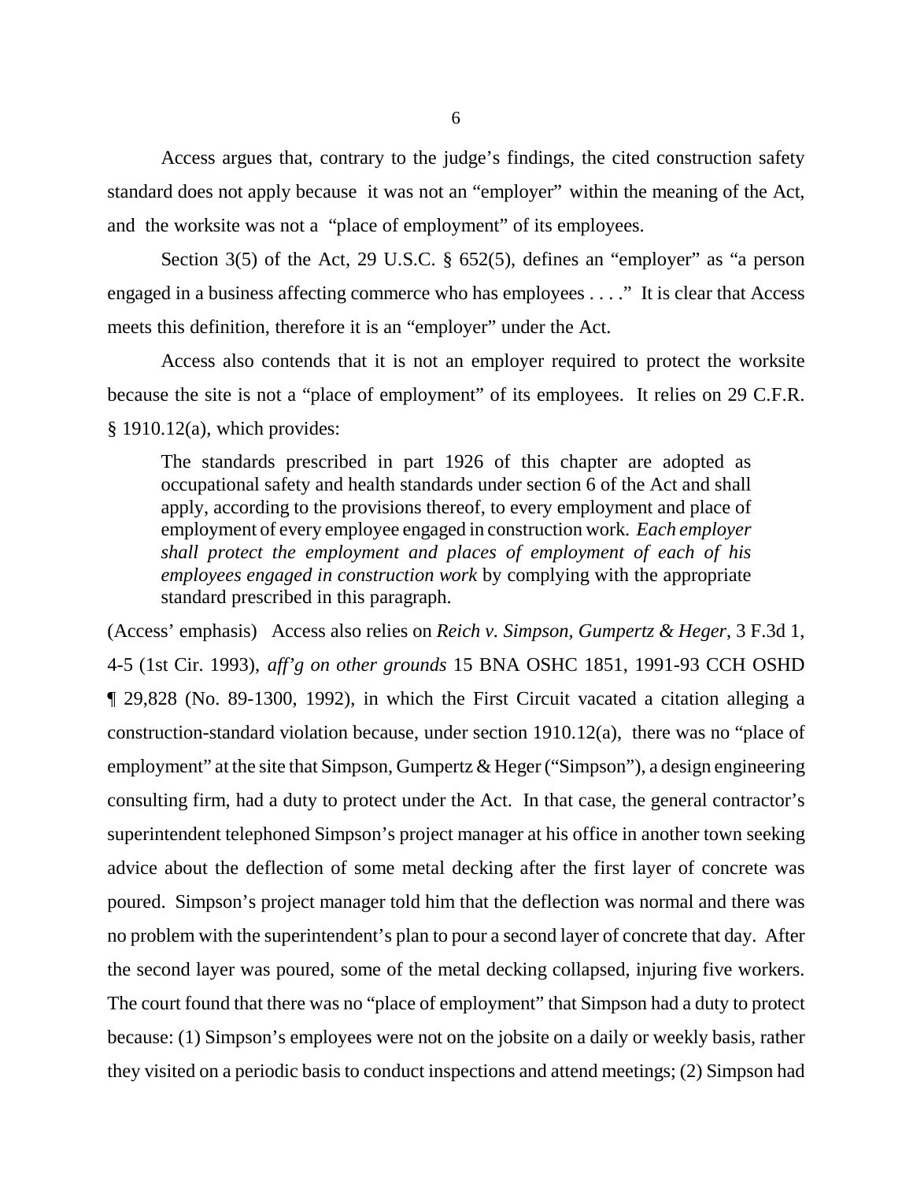Access argues that, contrary to the judge's findings, the cited construction safety standard does not apply because it was not an "employer" within the meaning of the Act, and the worksite was not a "place of employment" of its employees.

Section 3(5) of the Act, 29 U.S.C. § 652(5), defines an "employer" as "a person engaged in a business affecting commerce who has employees . . . ." It is clear that Access meets this definition, therefore it is an "employer" under the Act.

Access also contends that it is not an employer required to protect the worksite because the site is not a "place of employment" of its employees. It relies on 29 C.F.R. § 1910.12(a), which provides:

> The standards prescribed in part 1926 of this chapter are adopted as occupational safety and health standards under section 6 of the Act and shall apply, according to the provisions thereof, to every employment and place of employment of every employee engaged in construction work. *Each employer shall protect the employment and places of employment of each of his employees engaged in construction work* by complying with the appropriate standard prescribed in this paragraph.

(Access' emphasis) Access also relies on *Reich v. Simpson, Gumpertz & Heger*, 3 F.3d 1, 4-5 (1st Cir. 1993), *aff'g on other grounds* 15 BNA OSHC 1851, 1991-93 CCH OSHD ¶ 29,828 (No. 89-1300, 1992), in which the First Circuit vacated a citation alleging a construction-standard violation because, under section 1910.12(a), there was no "place of employment" at the site that Simpson, Gumpertz & Heger ("Simpson"), a design engineering consulting firm, had a duty to protect under the Act. In that case, the general contractor's superintendent telephoned Simpson's project manager at his office in another town seeking advice about the deflection of some metal decking after the first layer of concrete was poured. Simpson's project manager told him that the deflection was normal and there was no problem with the superintendent's plan to pour a second layer of concrete that day. After the second layer was poured, some of the metal decking collapsed, injuring five workers. The court found that there was no "place of employment" that Simpson had a duty to protect because: (1) Simpson's employees were not on the jobsite on a daily or weekly basis, rather they visited on a periodic basis to conduct inspections and attend meetings; (2) Simpson had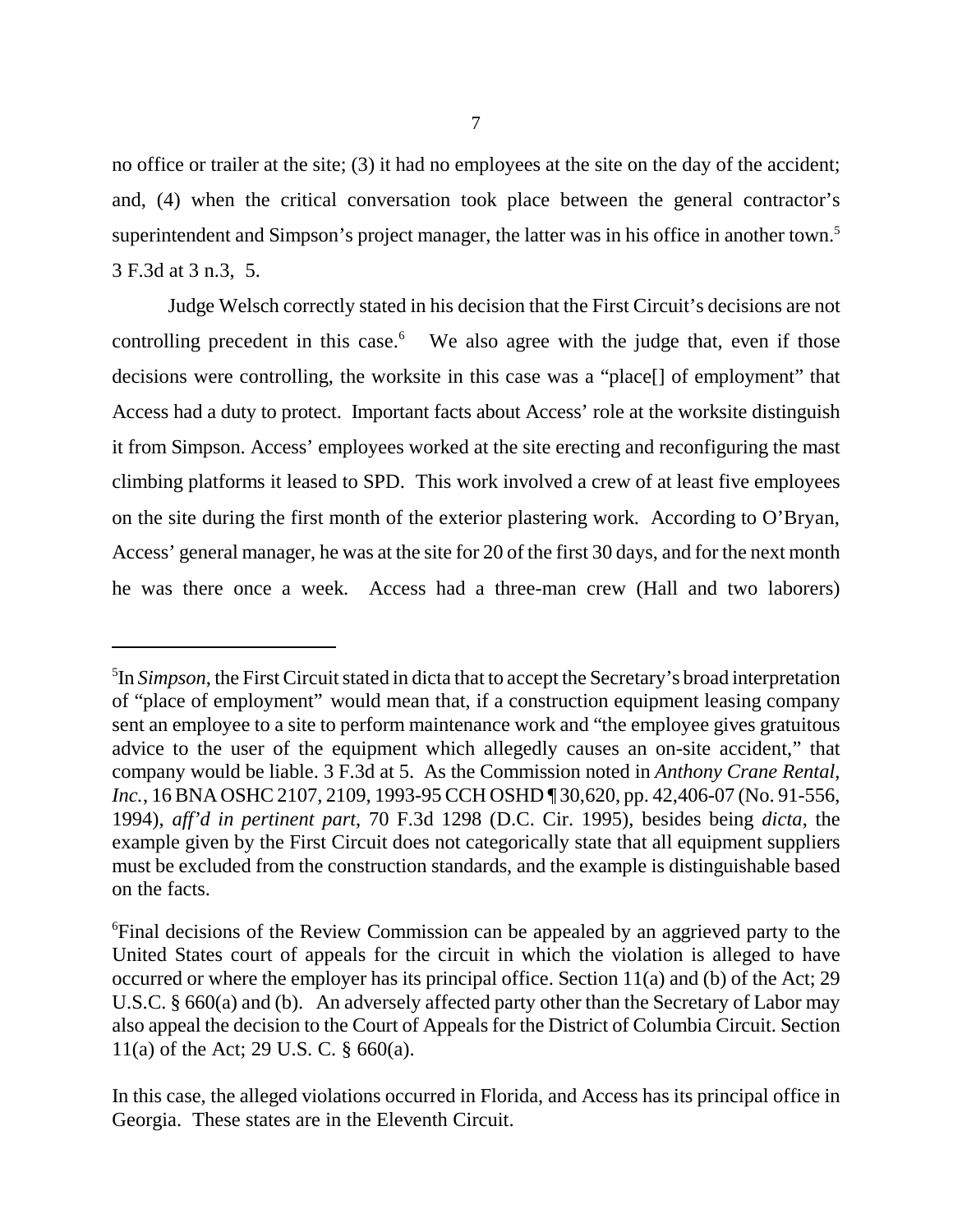no office or trailer at the site; (3) it had no employees at the site on the day of the accident; and, (4) when the critical conversation took place between the general contractor's superintendent and Simpson's project manager, the latter was in his office in another town.[5] 3 F.3d at 3 n.3, 5.

Judge Welsch correctly stated in his decision that the First Circuit's decisions are not controlling precedent in this case.[6] We also agree with the judge that, even if those decisions were controlling, the worksite in this case was a "place[] of employment" that Access had a duty to protect. Important facts about Access' role at the worksite distinguish it from Simpson. Access' employees worked at the site erecting and reconfiguring the mast climbing platforms it leased to SPD. This work involved a crew of at least five employees on the site during the first month of the exterior plastering work. According to O'Bryan, Access' general manager, he was at the site for 20 of the first 30 days, and for the next month he was there once a week. Access had a three-man crew (Hall and two laborers)

---

[5]In *Simpson*, the First Circuit stated in dicta that to accept the Secretary's broad interpretation of "place of employment" would mean that, if a construction equipment leasing company sent an employee to a site to perform maintenance work and "the employee gives gratuitous advice to the user of the equipment which allegedly causes an on-site accident," that company would be liable. 3 F.3d at 5. As the Commission noted in *Anthony Crane Rental, Inc.*, 16 BNA OSHC 2107, 2109, 1993-95 CCH OSHD ¶ 30,620, pp. 42,406-07 (No. 91-556, 1994), *aff'd in pertinent part*, 70 F.3d 1298 (D.C. Cir. 1995), besides being *dicta*, the example given by the First Circuit does not categorically state that all equipment suppliers must be excluded from the construction standards, and the example is distinguishable based on the facts.

[6]Final decisions of the Review Commission can be appealed by an aggrieved party to the United States court of appeals for the circuit in which the violation is alleged to have occurred or where the employer has its principal office. Section 11(a) and (b) of the Act; 29 U.S.C. § 660(a) and (b). An adversely affected party other than the Secretary of Labor may also appeal the decision to the Court of Appeals for the District of Columbia Circuit. Section 11(a) of the Act; 29 U.S. C. § 660(a).

In this case, the alleged violations occurred in Florida, and Access has its principal office in Georgia. These states are in the Eleventh Circuit.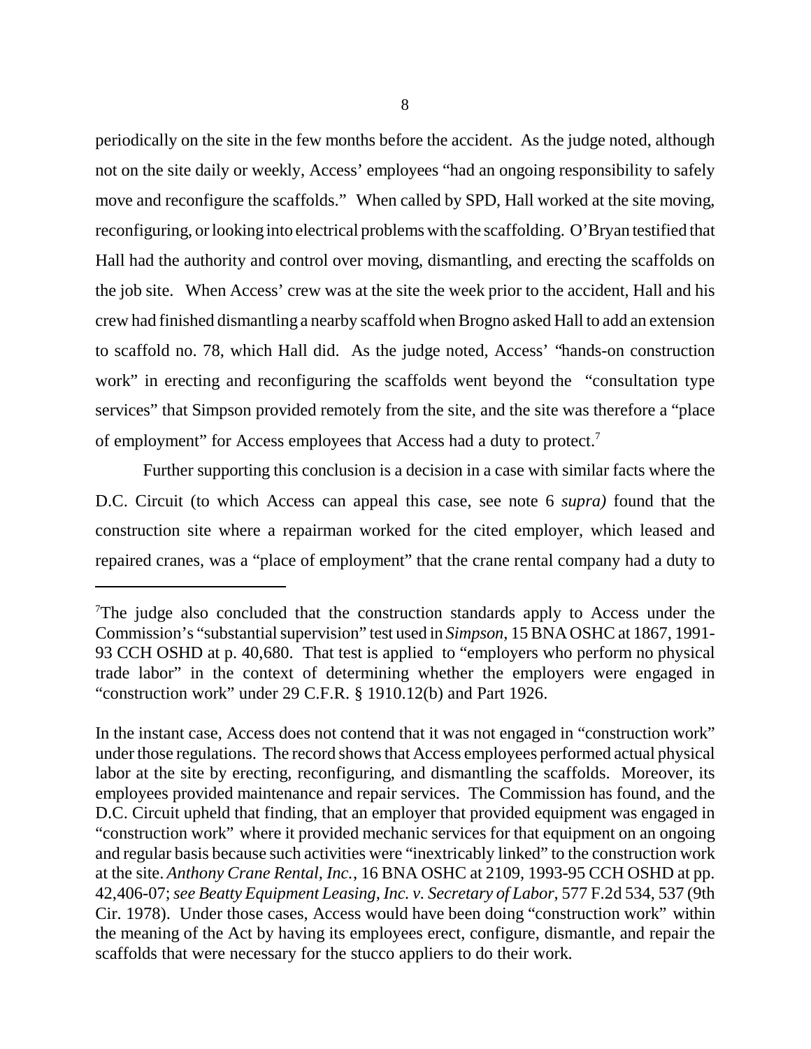periodically on the site in the few months before the accident. As the judge noted, although not on the site daily or weekly, Access' employees "had an ongoing responsibility to safely move and reconfigure the scaffolds." When called by SPD, Hall worked at the site moving, reconfiguring, or looking into electrical problems with the scaffolding. O'Bryan testified that Hall had the authority and control over moving, dismantling, and erecting the scaffolds on the job site. When Access' crew was at the site the week prior to the accident, Hall and his crew had finished dismantling a nearby scaffold when Brogno asked Hall to add an extension to scaffold no. 78, which Hall did. As the judge noted, Access' "hands-on construction work" in erecting and reconfiguring the scaffolds went beyond the "consultation type services" that Simpson provided remotely from the site, and the site was therefore a "place of employment" for Access employees that Access had a duty to protect.[7]

Further supporting this conclusion is a decision in a case with similar facts where the D.C. Circuit (to which Access can appeal this case, see note 6 *supra)* found that the construction site where a repairman worked for the cited employer, which leased and repaired cranes, was a "place of employment" that the crane rental company had a duty to

---

[7]The judge also concluded that the construction standards apply to Access under the Commission's "substantial supervision" test used in *Simpson*, 15 BNA OSHC at 1867, 1991-93 CCH OSHD at p. 40,680. That test is applied to "employers who perform no physical trade labor" in the context of determining whether the employers were engaged in "construction work" under 29 C.F.R. § 1910.12(b) and Part 1926.

In the instant case, Access does not contend that it was not engaged in "construction work" under those regulations. The record shows that Access employees performed actual physical labor at the site by erecting, reconfiguring, and dismantling the scaffolds. Moreover, its employees provided maintenance and repair services. The Commission has found, and the D.C. Circuit upheld that finding, that an employer that provided equipment was engaged in "construction work" where it provided mechanic services for that equipment on an ongoing and regular basis because such activities were "inextricably linked" to the construction work at the site. *Anthony Crane Rental, Inc.*, 16 BNA OSHC at 2109, 1993-95 CCH OSHD at pp. 42,406-07; *see Beatty Equipment Leasing, Inc. v. Secretary of Labor*, 577 F.2d 534, 537 (9th Cir. 1978). Under those cases, Access would have been doing "construction work" within the meaning of the Act by having its employees erect, configure, dismantle, and repair the scaffolds that were necessary for the stucco appliers to do their work.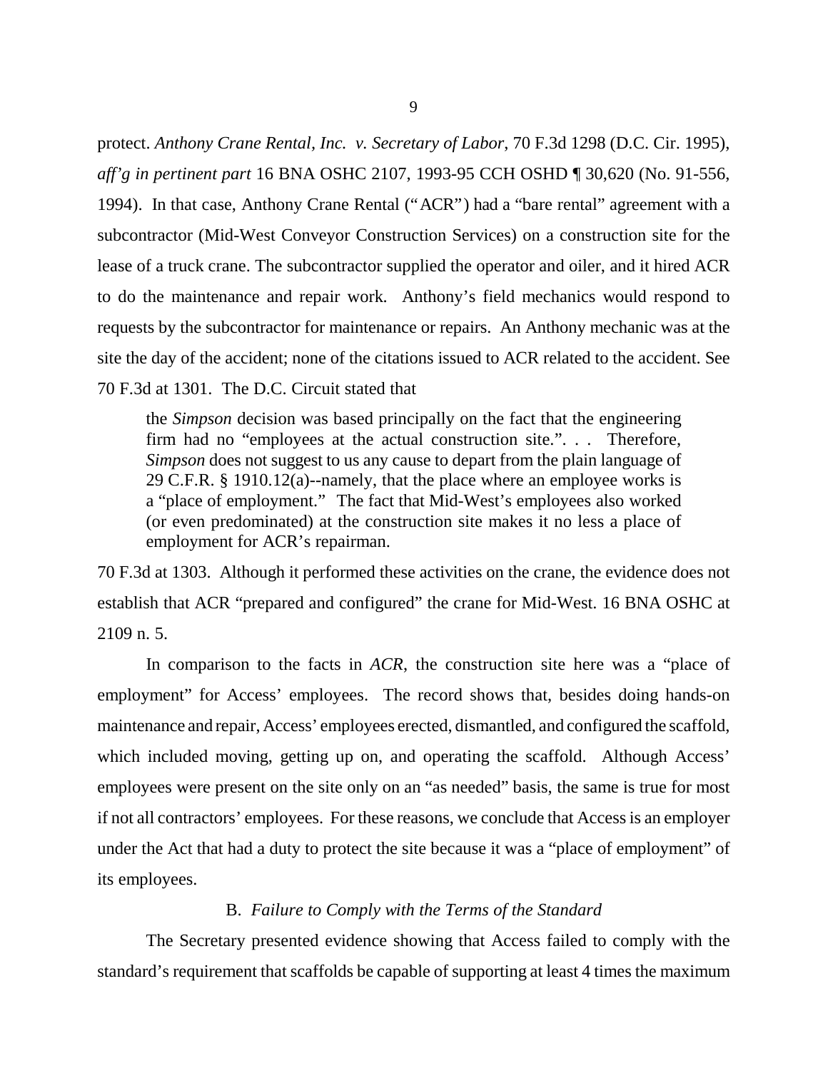protect. *Anthony Crane Rental, Inc. v. Secretary of Labor*, 70 F.3d 1298 (D.C. Cir. 1995), *aff'g in pertinent part* 16 BNA OSHC 2107, 1993-95 CCH OSHD ¶ 30,620 (No. 91-556, 1994). In that case, Anthony Crane Rental ("ACR") had a "bare rental" agreement with a subcontractor (Mid-West Conveyor Construction Services) on a construction site for the lease of a truck crane. The subcontractor supplied the operator and oiler, and it hired ACR to do the maintenance and repair work. Anthony's field mechanics would respond to requests by the subcontractor for maintenance or repairs. An Anthony mechanic was at the site the day of the accident; none of the citations issued to ACR related to the accident. See 70 F.3d at 1301. The D.C. Circuit stated that

> the *Simpson* decision was based principally on the fact that the engineering firm had no "employees at the actual construction site.". . . Therefore, *Simpson* does not suggest to us any cause to depart from the plain language of 29 C.F.R. § 1910.12(a)--namely, that the place where an employee works is a "place of employment." The fact that Mid-West's employees also worked (or even predominated) at the construction site makes it no less a place of employment for ACR's repairman.

70 F.3d at 1303. Although it performed these activities on the crane, the evidence does not establish that ACR "prepared and configured" the crane for Mid-West. 16 BNA OSHC at 2109 n. 5.

In comparison to the facts in *ACR,* the construction site here was a "place of employment" for Access' employees. The record shows that, besides doing hands-on maintenance and repair, Access' employees erected, dismantled, and configured the scaffold, which included moving, getting up on, and operating the scaffold. Although Access' employees were present on the site only on an "as needed" basis, the same is true for most if not all contractors' employees. For these reasons, we conclude that Access is an employer under the Act that had a duty to protect the site because it was a "place of employment" of its employees.

### B. *Failure to Comply with the Terms of the Standard*

The Secretary presented evidence showing that Access failed to comply with the standard's requirement that scaffolds be capable of supporting at least 4 times the maximum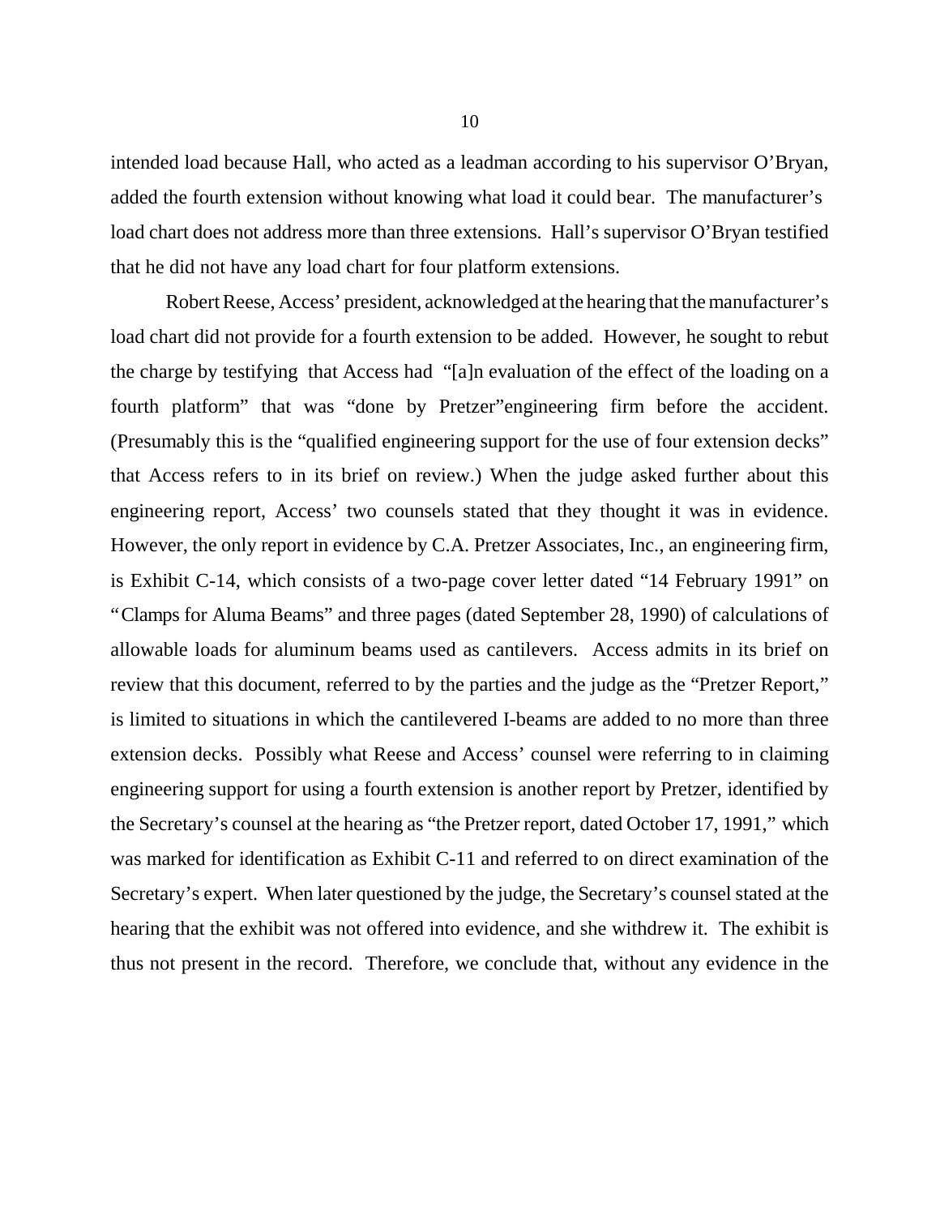intended load because Hall, who acted as a leadman according to his supervisor O'Bryan, added the fourth extension without knowing what load it could bear. The manufacturer's load chart does not address more than three extensions. Hall's supervisor O'Bryan testified that he did not have any load chart for four platform extensions.

Robert Reese, Access' president, acknowledged at the hearing that the manufacturer's load chart did not provide for a fourth extension to be added. However, he sought to rebut the charge by testifying that Access had "[a]n evaluation of the effect of the loading on a fourth platform" that was "done by Pretzer"engineering firm before the accident. (Presumably this is the "qualified engineering support for the use of four extension decks" that Access refers to in its brief on review.) When the judge asked further about this engineering report, Access' two counsels stated that they thought it was in evidence. However, the only report in evidence by C.A. Pretzer Associates, Inc., an engineering firm, is Exhibit C-14, which consists of a two-page cover letter dated "14 February 1991" on "Clamps for Aluma Beams" and three pages (dated September 28, 1990) of calculations of allowable loads for aluminum beams used as cantilevers. Access admits in its brief on review that this document, referred to by the parties and the judge as the "Pretzer Report," is limited to situations in which the cantilevered I-beams are added to no more than three extension decks. Possibly what Reese and Access' counsel were referring to in claiming engineering support for using a fourth extension is another report by Pretzer, identified by the Secretary's counsel at the hearing as "the Pretzer report, dated October 17, 1991," which was marked for identification as Exhibit C-11 and referred to on direct examination of the Secretary's expert. When later questioned by the judge, the Secretary's counsel stated at the hearing that the exhibit was not offered into evidence, and she withdrew it. The exhibit is thus not present in the record. Therefore, we conclude that, without any evidence in the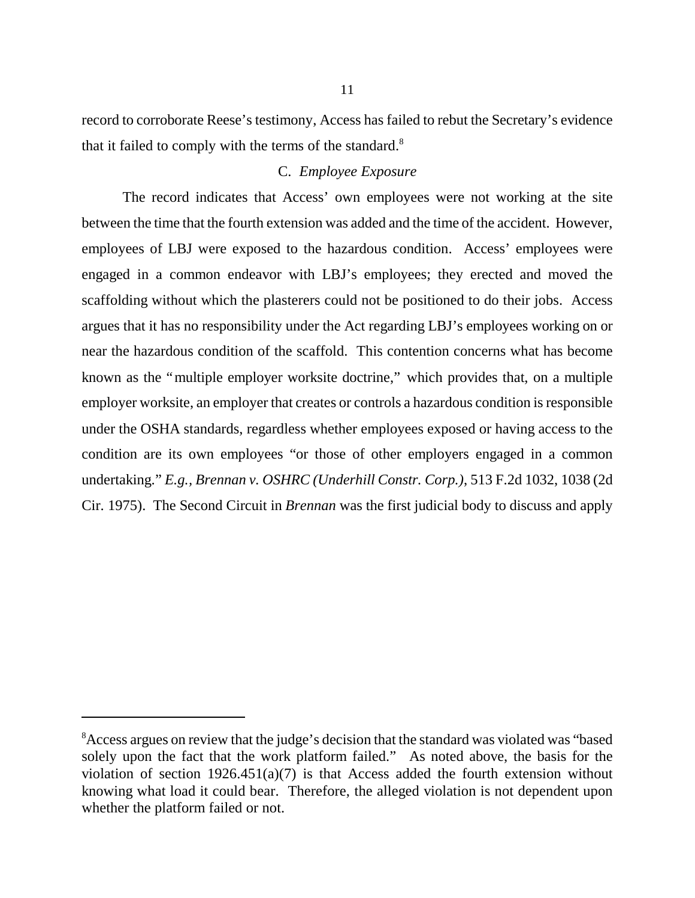record to corroborate Reese's testimony, Access has failed to rebut the Secretary's evidence that it failed to comply with the terms of the standard.[8]

### C. *Employee Exposure*

The record indicates that Access' own employees were not working at the site between the time that the fourth extension was added and the time of the accident. However, employees of LBJ were exposed to the hazardous condition. Access' employees were engaged in a common endeavor with LBJ's employees; they erected and moved the scaffolding without which the plasterers could not be positioned to do their jobs. Access argues that it has no responsibility under the Act regarding LBJ's employees working on or near the hazardous condition of the scaffold. This contention concerns what has become known as the "multiple employer worksite doctrine," which provides that, on a multiple employer worksite, an employer that creates or controls a hazardous condition is responsible under the OSHA standards, regardless whether employees exposed or having access to the condition are its own employees "or those of other employers engaged in a common undertaking." *E.g., Brennan v. OSHRC (Underhill Constr. Corp.)*, 513 F.2d 1032, 1038 (2d Cir. 1975). The Second Circuit in *Brennan* was the first judicial body to discuss and apply

---

[8] Access argues on review that the judge's decision that the standard was violated was "based solely upon the fact that the work platform failed." As noted above, the basis for the violation of section 1926.451(a)(7) is that Access added the fourth extension without knowing what load it could bear. Therefore, the alleged violation is not dependent upon whether the platform failed or not.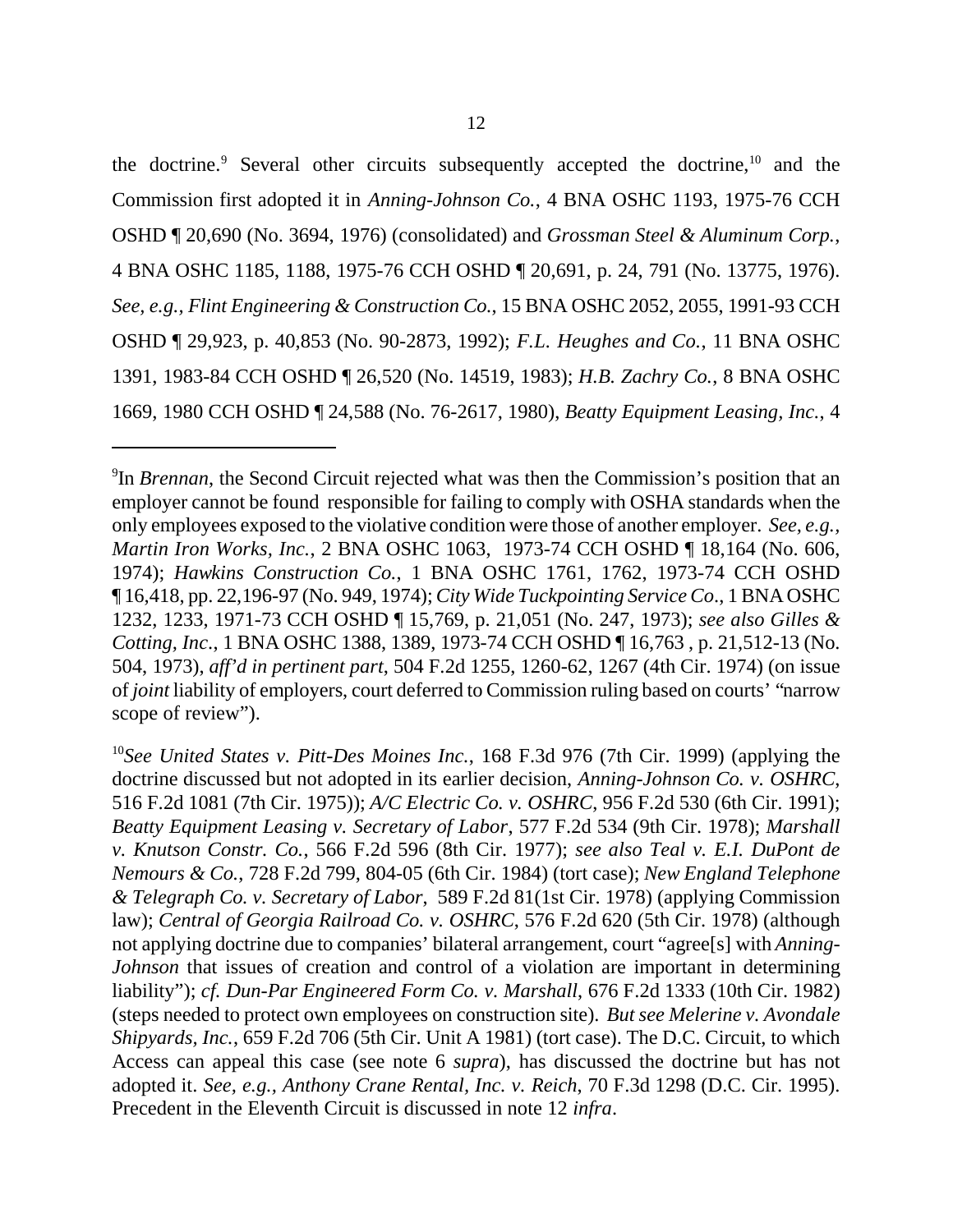the doctrine.[9] Several other circuits subsequently accepted the doctrine,[10] and the Commission first adopted it in *Anning-Johnson Co.*, 4 BNA OSHC 1193, 1975-76 CCH OSHD ¶ 20,690 (No. 3694, 1976) (consolidated) and *Grossman Steel & Aluminum Corp.*, 4 BNA OSHC 1185, 1188, 1975-76 CCH OSHD ¶ 20,691, p. 24, 791 (No. 13775, 1976). *See, e.g.*, *Flint Engineering & Construction Co.*, 15 BNA OSHC 2052, 2055, 1991-93 CCH OSHD ¶ 29,923, p. 40,853 (No. 90-2873, 1992); *F.L. Heughes and Co.*, 11 BNA OSHC 1391, 1983-84 CCH OSHD ¶ 26,520 (No. 14519, 1983); *H.B. Zachry Co.*, 8 BNA OSHC 1669, 1980 CCH OSHD ¶ 24,588 (No. 76-2617, 1980), *Beatty Equipment Leasing, Inc.*, 4

---

[9]In *Brennan*, the Second Circuit rejected what was then the Commission's position that an employer cannot be found responsible for failing to comply with OSHA standards when the only employees exposed to the violative condition were those of another employer. *See, e.g.*, *Martin Iron Works, Inc.*, 2 BNA OSHC 1063, 1973-74 CCH OSHD ¶ 18,164 (No. 606, 1974); *Hawkins Construction Co.*, 1 BNA OSHC 1761, 1762, 1973-74 CCH OSHD ¶ 16,418, pp. 22,196-97 (No. 949, 1974); *City Wide Tuckpointing Service Co.*, 1 BNA OSHC 1232, 1233, 1971-73 CCH OSHD ¶ 15,769, p. 21,051 (No. 247, 1973); *see also Gilles & Cotting, Inc.*, 1 BNA OSHC 1388, 1389, 1973-74 CCH OSHD ¶ 16,763 , p. 21,512-13 (No. 504, 1973), *aff'd in pertinent part*, 504 F.2d 1255, 1260-62, 1267 (4th Cir. 1974) (on issue of *joint* liability of employers, court deferred to Commission ruling based on courts' "narrow scope of review").

[10]*See United States v. Pitt-Des Moines Inc.*, 168 F.3d 976 (7th Cir. 1999) (applying the doctrine discussed but not adopted in its earlier decision, *Anning-Johnson Co. v. OSHRC*, 516 F.2d 1081 (7th Cir. 1975)); *A/C Electric Co. v. OSHRC*, 956 F.2d 530 (6th Cir. 1991); *Beatty Equipment Leasing v. Secretary of Labor*, 577 F.2d 534 (9th Cir. 1978); *Marshall v. Knutson Constr. Co.*, 566 F.2d 596 (8th Cir. 1977); *see also Teal v. E.I. DuPont de Nemours & Co.*, 728 F.2d 799, 804-05 (6th Cir. 1984) (tort case); *New England Telephone & Telegraph Co. v. Secretary of Labor*, 589 F.2d 81(1st Cir. 1978) (applying Commission law); *Central of Georgia Railroad Co. v. OSHRC*, 576 F.2d 620 (5th Cir. 1978) (although not applying doctrine due to companies' bilateral arrangement, court "agree[s] with *Anning-Johnson* that issues of creation and control of a violation are important in determining liability"); *cf. Dun-Par Engineered Form Co. v. Marshall*, 676 F.2d 1333 (10th Cir. 1982) (steps needed to protect own employees on construction site). *But see Melerine v. Avondale Shipyards, Inc.*, 659 F.2d 706 (5th Cir. Unit A 1981) (tort case). The D.C. Circuit, to which Access can appeal this case (see note 6 *supra*), has discussed the doctrine but has not adopted it. *See, e.g., Anthony Crane Rental, Inc. v. Reich*, 70 F.3d 1298 (D.C. Cir. 1995). Precedent in the Eleventh Circuit is discussed in note 12 *infra*.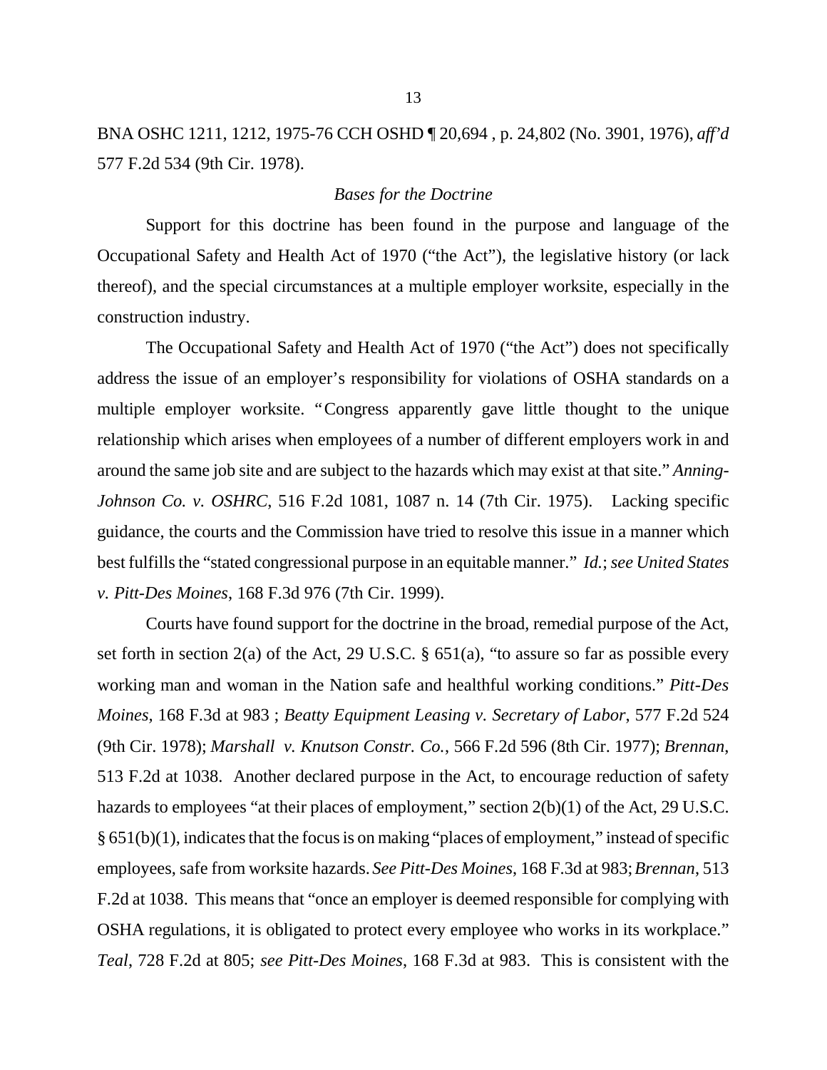BNA OSHC 1211, 1212, 1975-76 CCH OSHD ¶ 20,694 , p. 24,802 (No. 3901, 1976), *aff'd* 577 F.2d 534 (9th Cir. 1978).

*Bases for the Doctrine*

Support for this doctrine has been found in the purpose and language of the Occupational Safety and Health Act of 1970 ("the Act"), the legislative history (or lack thereof), and the special circumstances at a multiple employer worksite, especially in the construction industry.

The Occupational Safety and Health Act of 1970 ("the Act") does not specifically address the issue of an employer's responsibility for violations of OSHA standards on a multiple employer worksite. "Congress apparently gave little thought to the unique relationship which arises when employees of a number of different employers work in and around the same job site and are subject to the hazards which may exist at that site." *Anning-Johnson Co. v. OSHRC*, 516 F.2d 1081, 1087 n. 14 (7th Cir. 1975). Lacking specific guidance, the courts and the Commission have tried to resolve this issue in a manner which best fulfills the "stated congressional purpose in an equitable manner." *Id.*; *see United States v. Pitt-Des Moines*, 168 F.3d 976 (7th Cir. 1999).

Courts have found support for the doctrine in the broad, remedial purpose of the Act, set forth in section 2(a) of the Act, 29 U.S.C. § 651(a), "to assure so far as possible every working man and woman in the Nation safe and healthful working conditions." *Pitt-Des Moines*, 168 F.3d at 983 ; *Beatty Equipment Leasing v. Secretary of Labor*, 577 F.2d 524 (9th Cir. 1978); *Marshall v. Knutson Constr. Co.*, 566 F.2d 596 (8th Cir. 1977); *Brennan*, 513 F.2d at 1038. Another declared purpose in the Act, to encourage reduction of safety hazards to employees "at their places of employment," section 2(b)(1) of the Act, 29 U.S.C. § 651(b)(1), indicates that the focus is on making "places of employment," instead of specific employees, safe from worksite hazards. *See Pitt-Des Moines*, 168 F.3d at 983; *Brennan*, 513 F.2d at 1038. This means that "once an employer is deemed responsible for complying with OSHA regulations, it is obligated to protect every employee who works in its workplace." *Teal*, 728 F.2d at 805; *see Pitt-Des Moines*, 168 F.3d at 983. This is consistent with the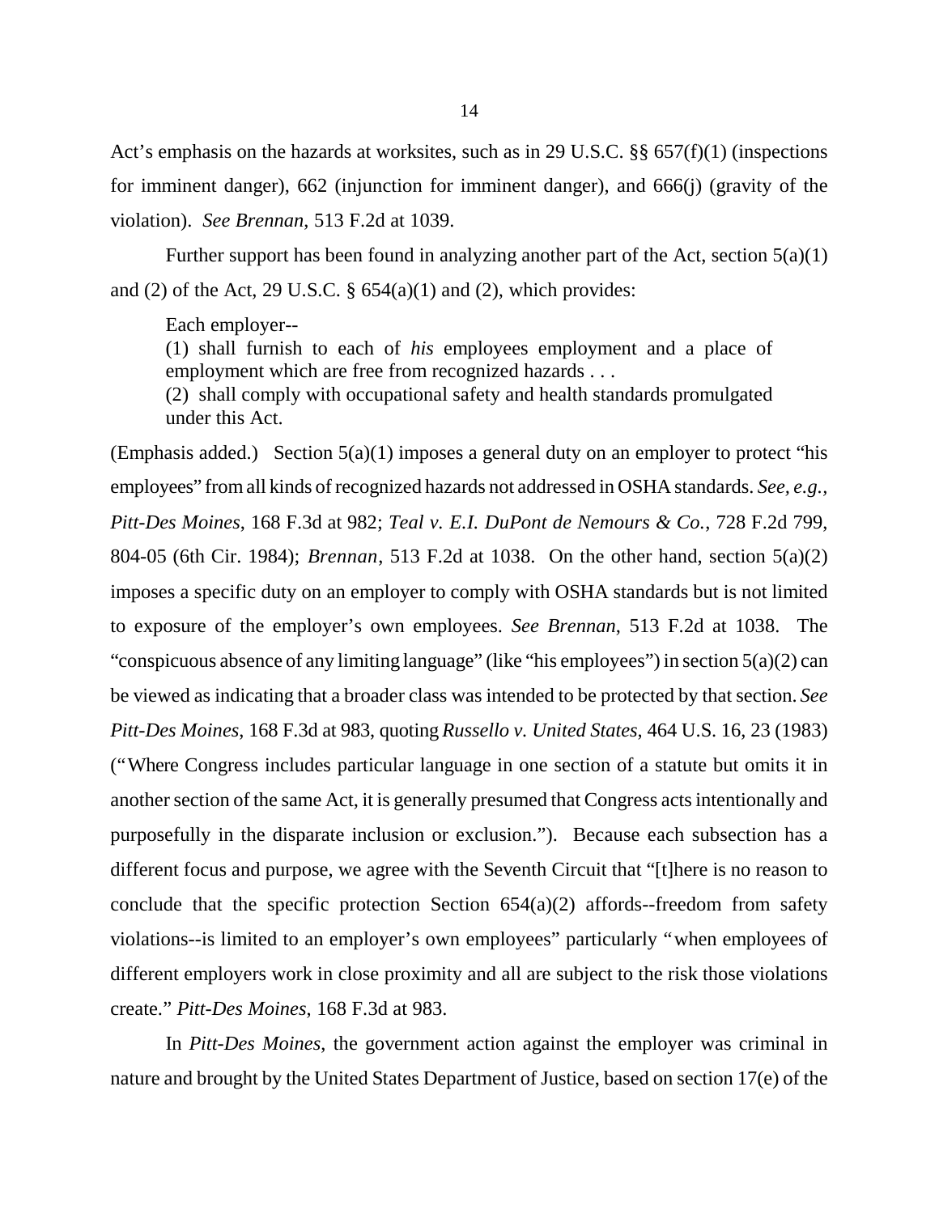Act's emphasis on the hazards at worksites, such as in 29 U.S.C. §§ 657(f)(1) (inspections for imminent danger), 662 (injunction for imminent danger), and 666(j) (gravity of the violation). *See Brennan*, 513 F.2d at 1039.

Further support has been found in analyzing another part of the Act, section 5(a)(1) and (2) of the Act, 29 U.S.C. § 654(a)(1) and (2), which provides:

> Each employer--
> (1) shall furnish to each of *his* employees employment and a place of employment which are free from recognized hazards . . .
> (2) shall comply with occupational safety and health standards promulgated under this Act.

(Emphasis added.) Section 5(a)(1) imposes a general duty on an employer to protect "his employees" from all kinds of recognized hazards not addressed in OSHA standards. *See, e.g.*, *Pitt-Des Moines*, 168 F.3d at 982; *Teal v. E.I. DuPont de Nemours & Co.*, 728 F.2d 799, 804-05 (6th Cir. 1984); *Brennan*, 513 F.2d at 1038. On the other hand, section 5(a)(2) imposes a specific duty on an employer to comply with OSHA standards but is not limited to exposure of the employer's own employees. *See Brennan*, 513 F.2d at 1038. The "conspicuous absence of any limiting language" (like "his employees") in section 5(a)(2) can be viewed as indicating that a broader class was intended to be protected by that section. *See Pitt-Des Moines*, 168 F.3d at 983, quoting *Russello v. United States*, 464 U.S. 16, 23 (1983) ("Where Congress includes particular language in one section of a statute but omits it in another section of the same Act, it is generally presumed that Congress acts intentionally and purposefully in the disparate inclusion or exclusion."). Because each subsection has a different focus and purpose, we agree with the Seventh Circuit that "[t]here is no reason to conclude that the specific protection Section 654(a)(2) affords--freedom from safety violations--is limited to an employer's own employees" particularly "when employees of different employers work in close proximity and all are subject to the risk those violations create." *Pitt-Des Moines*, 168 F.3d at 983.

In *Pitt-Des Moines*, the government action against the employer was criminal in nature and brought by the United States Department of Justice, based on section 17(e) of the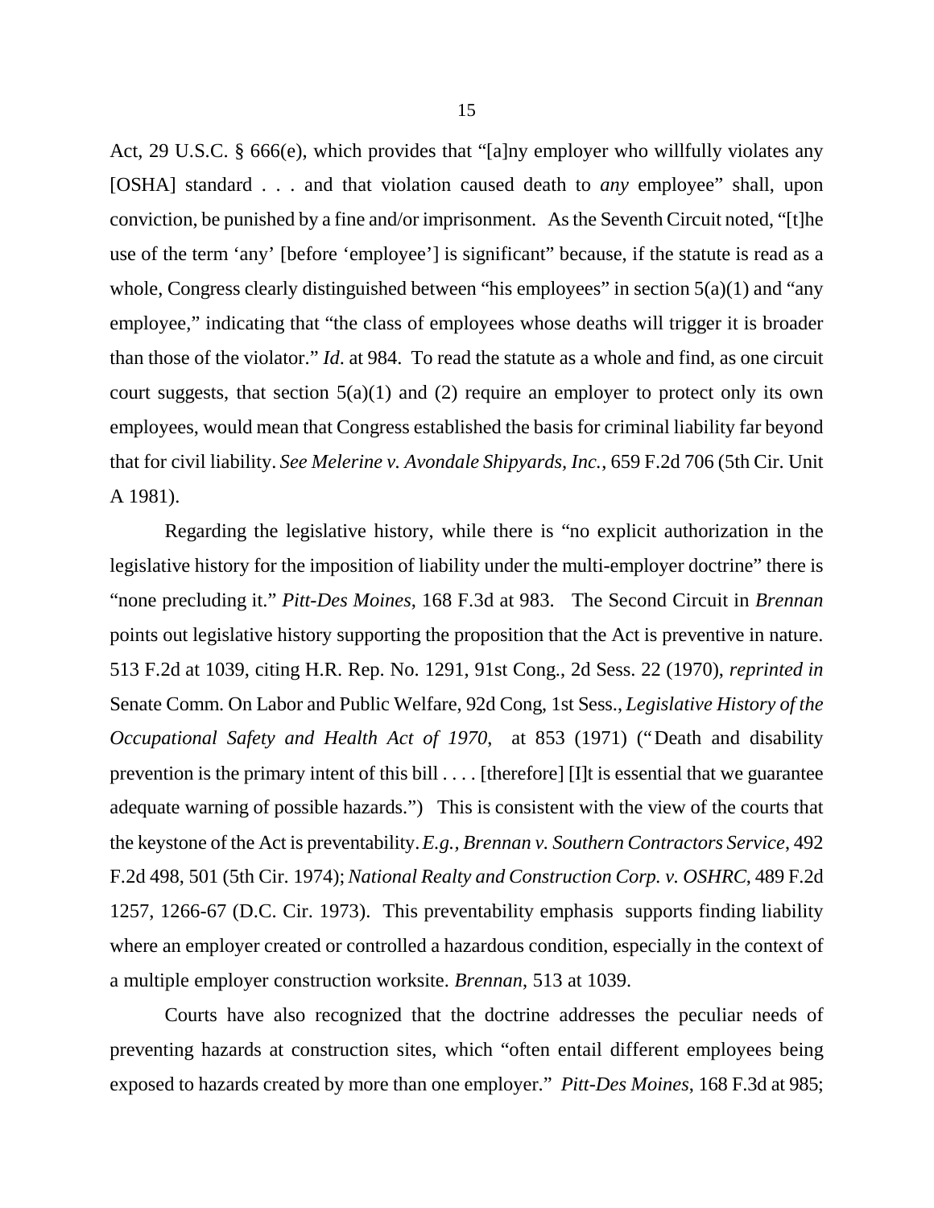Act, 29 U.S.C. § 666(e), which provides that "[a]ny employer who willfully violates any [OSHA] standard . . . and that violation caused death to *any* employee" shall, upon conviction, be punished by a fine and/or imprisonment. As the Seventh Circuit noted, "[t]he use of the term 'any' [before 'employee'] is significant" because, if the statute is read as a whole, Congress clearly distinguished between "his employees" in section 5(a)(1) and "any employee," indicating that "the class of employees whose deaths will trigger it is broader than those of the violator." *Id*. at 984. To read the statute as a whole and find, as one circuit court suggests, that section 5(a)(1) and (2) require an employer to protect only its own employees, would mean that Congress established the basis for criminal liability far beyond that for civil liability. *See Melerine v. Avondale Shipyards, Inc.*, 659 F.2d 706 (5th Cir. Unit A 1981).

Regarding the legislative history, while there is "no explicit authorization in the legislative history for the imposition of liability under the multi-employer doctrine" there is "none precluding it." *Pitt-Des Moines*, 168 F.3d at 983. The Second Circuit in *Brennan* points out legislative history supporting the proposition that the Act is preventive in nature. 513 F.2d at 1039, citing H.R. Rep. No. 1291, 91st Cong., 2d Sess. 22 (1970), *reprinted in* Senate Comm. On Labor and Public Welfare, 92d Cong, 1st Sess., *Legislative History of the Occupational Safety and Health Act of 1970*, at 853 (1971) ("Death and disability prevention is the primary intent of this bill . . . . [therefore] [I]t is essential that we guarantee adequate warning of possible hazards.") This is consistent with the view of the courts that the keystone of the Act is preventability. *E.g., Brennan v. Southern Contractors Service*, 492 F.2d 498, 501 (5th Cir. 1974); *National Realty and Construction Corp. v. OSHRC*, 489 F.2d 1257, 1266-67 (D.C. Cir. 1973). This preventability emphasis supports finding liability where an employer created or controlled a hazardous condition, especially in the context of a multiple employer construction worksite. *Brennan*, 513 at 1039.

Courts have also recognized that the doctrine addresses the peculiar needs of preventing hazards at construction sites, which "often entail different employees being exposed to hazards created by more than one employer." *Pitt-Des Moines*, 168 F.3d at 985;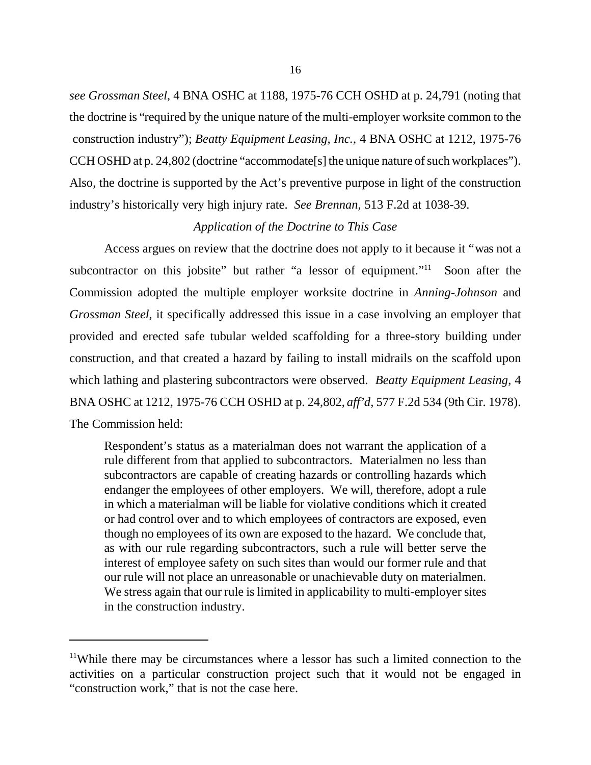*see Grossman Steel*, 4 BNA OSHC at 1188, 1975-76 CCH OSHD at p. 24,791 (noting that the doctrine is "required by the unique nature of the multi-employer worksite common to the construction industry"); *Beatty Equipment Leasing, Inc.*, 4 BNA OSHC at 1212, 1975-76 CCH OSHD at p. 24,802 (doctrine "accommodate[s] the unique nature of such workplaces"). Also, the doctrine is supported by the Act's preventive purpose in light of the construction industry's historically very high injury rate. *See Brennan*, 513 F.2d at 1038-39.

*Application of the Doctrine to This Case*

Access argues on review that the doctrine does not apply to it because it "was not a subcontractor on this jobsite" but rather "a lessor of equipment."[11] Soon after the Commission adopted the multiple employer worksite doctrine in *Anning-Johnson* and *Grossman Steel*, it specifically addressed this issue in a case involving an employer that provided and erected safe tubular welded scaffolding for a three-story building under construction, and that created a hazard by failing to install midrails on the scaffold upon which lathing and plastering subcontractors were observed. *Beatty Equipment Leasing*, 4 BNA OSHC at 1212, 1975-76 CCH OSHD at p. 24,802, *aff'd*, 577 F.2d 534 (9th Cir. 1978). The Commission held:

> Respondent's status as a materialman does not warrant the application of a rule different from that applied to subcontractors. Materialmen no less than subcontractors are capable of creating hazards or controlling hazards which endanger the employees of other employers. We will, therefore, adopt a rule in which a materialman will be liable for violative conditions which it created or had control over and to which employees of contractors are exposed, even though no employees of its own are exposed to the hazard. We conclude that, as with our rule regarding subcontractors, such a rule will better serve the interest of employee safety on such sites than would our former rule and that our rule will not place an unreasonable or unachievable duty on materialmen. We stress again that our rule is limited in applicability to multi-employer sites in the construction industry.

---

[11]While there may be circumstances where a lessor has such a limited connection to the activities on a particular construction project such that it would not be engaged in "construction work," that is not the case here.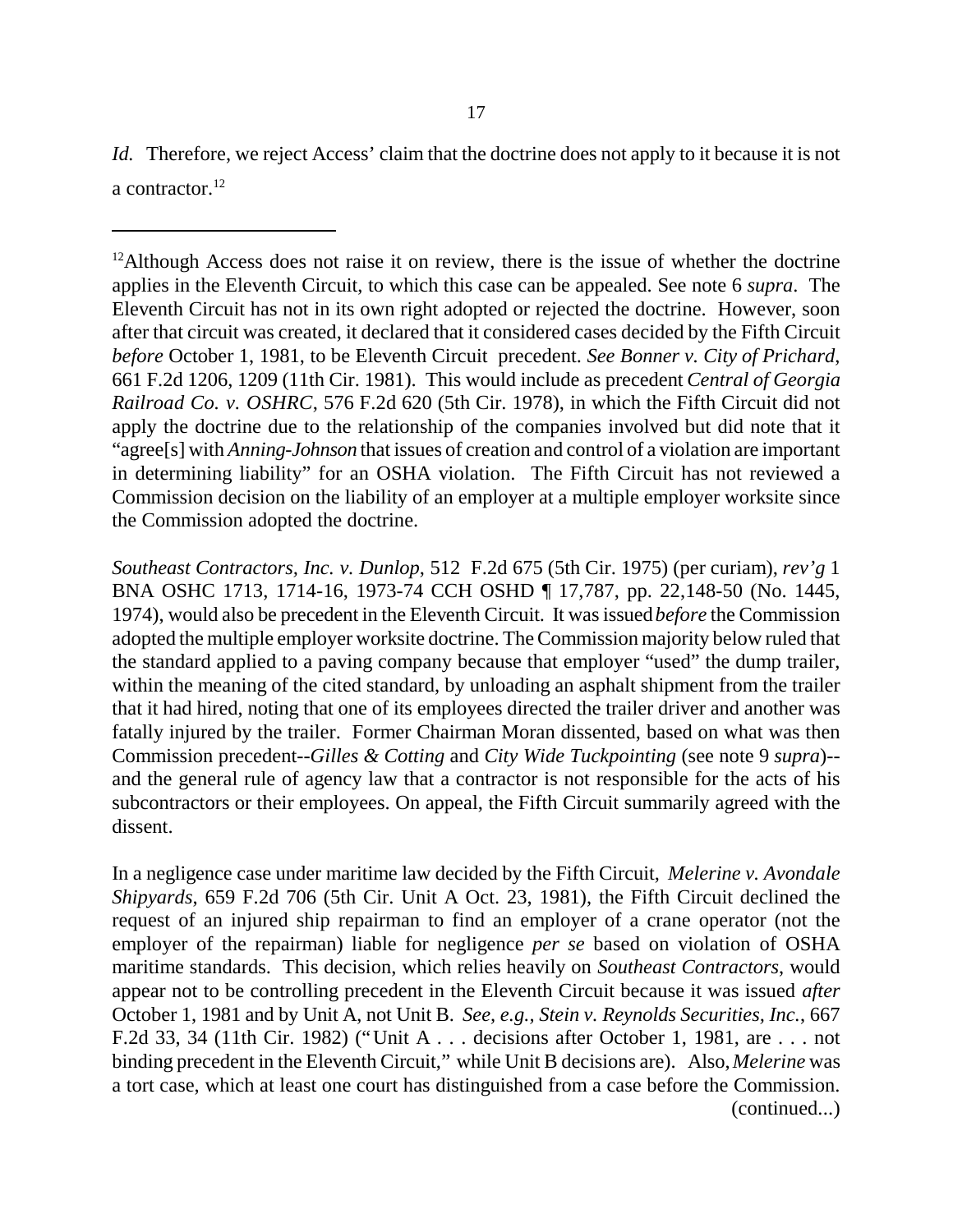*Id.* Therefore, we reject Access' claim that the doctrine does not apply to it because it is not a contractor.[12]

---

[12]Although Access does not raise it on review, there is the issue of whether the doctrine applies in the Eleventh Circuit, to which this case can be appealed. See note 6 *supra*. The Eleventh Circuit has not in its own right adopted or rejected the doctrine. However, soon after that circuit was created, it declared that it considered cases decided by the Fifth Circuit *before* October 1, 1981, to be Eleventh Circuit precedent. *See Bonner v. City of Prichard*, 661 F.2d 1206, 1209 (11th Cir. 1981). This would include as precedent *Central of Georgia Railroad Co. v. OSHRC*, 576 F.2d 620 (5th Cir. 1978), in which the Fifth Circuit did not apply the doctrine due to the relationship of the companies involved but did note that it "agree[s] with *Anning-Johnson* that issues of creation and control of a violation are important in determining liability" for an OSHA violation. The Fifth Circuit has not reviewed a Commission decision on the liability of an employer at a multiple employer worksite since the Commission adopted the doctrine.

*Southeast Contractors, Inc. v. Dunlop*, 512 F.2d 675 (5th Cir. 1975) (per curiam), *rev'g* 1 BNA OSHC 1713, 1714-16, 1973-74 CCH OSHD ¶ 17,787, pp. 22,148-50 (No. 1445, 1974), would also be precedent in the Eleventh Circuit. It was issued *before* the Commission adopted the multiple employer worksite doctrine. The Commission majority below ruled that the standard applied to a paving company because that employer "used" the dump trailer, within the meaning of the cited standard, by unloading an asphalt shipment from the trailer that it had hired, noting that one of its employees directed the trailer driver and another was fatally injured by the trailer. Former Chairman Moran dissented, based on what was then Commission precedent--*Gilles & Cotting* and *City Wide Tuckpointing* (see note 9 *supra*)--and the general rule of agency law that a contractor is not responsible for the acts of his subcontractors or their employees. On appeal, the Fifth Circuit summarily agreed with the dissent.

In a negligence case under maritime law decided by the Fifth Circuit, *Melerine v. Avondale Shipyards*, 659 F.2d 706 (5th Cir. Unit A Oct. 23, 1981), the Fifth Circuit declined the request of an injured ship repairman to find an employer of a crane operator (not the employer of the repairman) liable for negligence *per se* based on violation of OSHA maritime standards. This decision, which relies heavily on *Southeast Contractors*, would appear not to be controlling precedent in the Eleventh Circuit because it was issued *after* October 1, 1981 and by Unit A, not Unit B. *See, e.g., Stein v. Reynolds Securities, Inc.*, 667 F.2d 33, 34 (11th Cir. 1982) ("Unit A . . . decisions after October 1, 1981, are . . . not binding precedent in the Eleventh Circuit," while Unit B decisions are). Also, *Melerine* was a tort case, which at least one court has distinguished from a case before the Commission.

(continued...)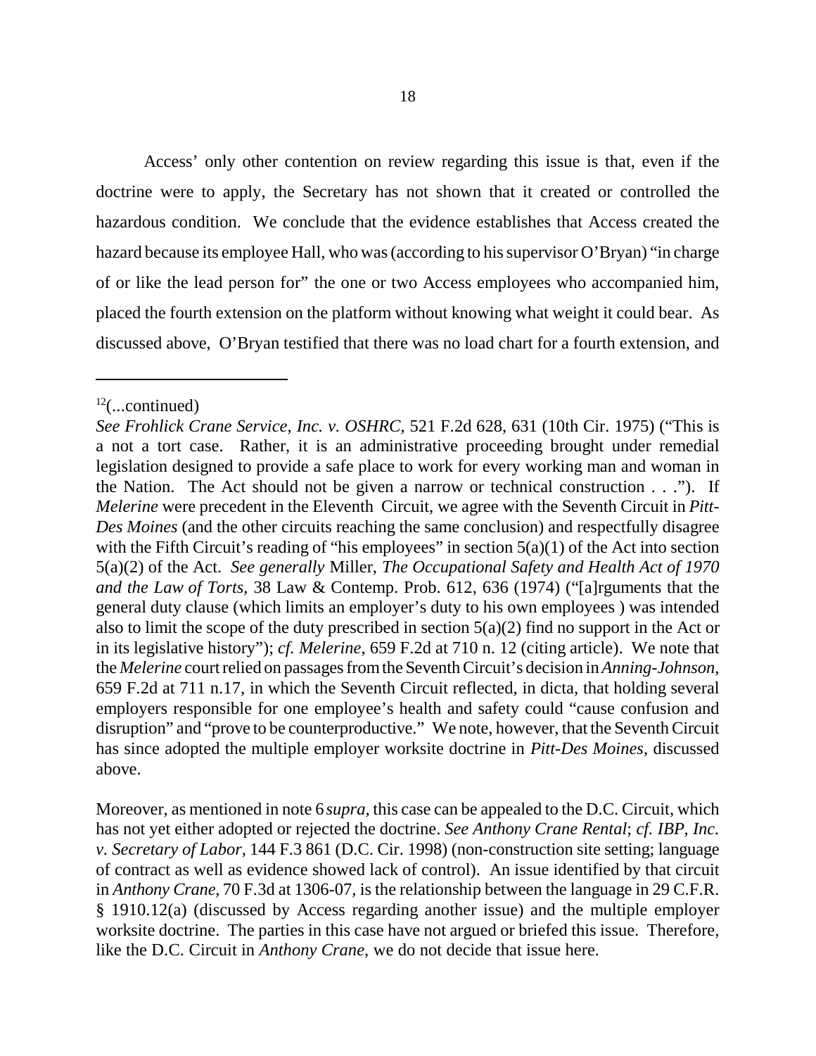Access' only other contention on review regarding this issue is that, even if the doctrine were to apply, the Secretary has not shown that it created or controlled the hazardous condition. We conclude that the evidence establishes that Access created the hazard because its employee Hall, who was (according to his supervisor O'Bryan) "in charge of or like the lead person for" the one or two Access employees who accompanied him, placed the fourth extension on the platform without knowing what weight it could bear. As discussed above, O'Bryan testified that there was no load chart for a fourth extension, and

---

[12](...continued)

*See Frohlick Crane Service, Inc. v. OSHRC*, 521 F.2d 628, 631 (10th Cir. 1975) ("This is a not a tort case. Rather, it is an administrative proceeding brought under remedial legislation designed to provide a safe place to work for every working man and woman in the Nation. The Act should not be given a narrow or technical construction . . ."). If *Melerine* were precedent in the Eleventh Circuit, we agree with the Seventh Circuit in *Pitt-Des Moines* (and the other circuits reaching the same conclusion) and respectfully disagree with the Fifth Circuit's reading of "his employees" in section 5(a)(1) of the Act into section 5(a)(2) of the Act. *See generally* Miller, *The Occupational Safety and Health Act of 1970 and the Law of Torts*, 38 Law & Contemp. Prob. 612, 636 (1974) ("[a]rguments that the general duty clause (which limits an employer's duty to his own employees ) was intended also to limit the scope of the duty prescribed in section 5(a)(2) find no support in the Act or in its legislative history"); *cf. Melerine*, 659 F.2d at 710 n. 12 (citing article). We note that the *Melerine* court relied on passages from the Seventh Circuit's decision in *Anning-Johnson*, 659 F.2d at 711 n.17, in which the Seventh Circuit reflected, in dicta, that holding several employers responsible for one employee's health and safety could "cause confusion and disruption" and "prove to be counterproductive." We note, however, that the Seventh Circuit has since adopted the multiple employer worksite doctrine in *Pitt-Des Moines*, discussed above.

Moreover, as mentioned in note 6 *supra*, this case can be appealed to the D.C. Circuit, which has not yet either adopted or rejected the doctrine. *See Anthony Crane Rental*; *cf. IBP, Inc. v. Secretary of Labor*, 144 F.3 861 (D.C. Cir. 1998) (non-construction site setting; language of contract as well as evidence showed lack of control). An issue identified by that circuit in *Anthony Crane*, 70 F.3d at 1306-07, is the relationship between the language in 29 C.F.R. § 1910.12(a) (discussed by Access regarding another issue) and the multiple employer worksite doctrine. The parties in this case have not argued or briefed this issue. Therefore, like the D.C. Circuit in *Anthony Crane*, we do not decide that issue here.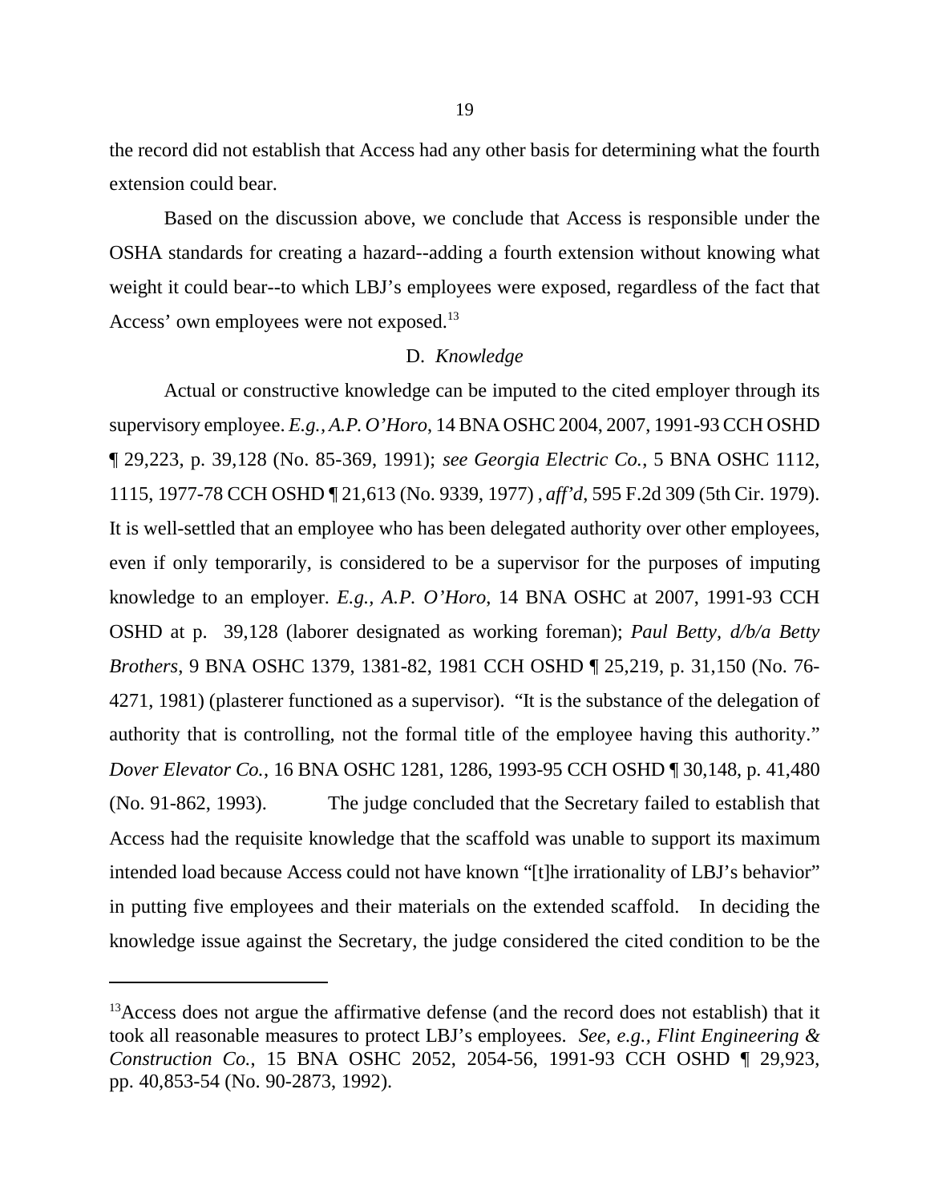the record did not establish that Access had any other basis for determining what the fourth extension could bear.

Based on the discussion above, we conclude that Access is responsible under the OSHA standards for creating a hazard--adding a fourth extension without knowing what weight it could bear--to which LBJ's employees were exposed, regardless of the fact that Access' own employees were not exposed.[13]

### D. *Knowledge*

Actual or constructive knowledge can be imputed to the cited employer through its supervisory employee. *E.g.*, *A.P. O'Horo*, 14 BNA OSHC 2004, 2007, 1991-93 CCH OSHD ¶ 29,223, p. 39,128 (No. 85-369, 1991); *see Georgia Electric Co.*, 5 BNA OSHC 1112, 1115, 1977-78 CCH OSHD ¶ 21,613 (No. 9339, 1977) , *aff'd*, 595 F.2d 309 (5th Cir. 1979). It is well-settled that an employee who has been delegated authority over other employees, even if only temporarily, is considered to be a supervisor for the purposes of imputing knowledge to an employer. *E.g., A.P. O'Horo*, 14 BNA OSHC at 2007, 1991-93 CCH OSHD at p. 39,128 (laborer designated as working foreman); *Paul Betty, d/b/a Betty Brothers*, 9 BNA OSHC 1379, 1381-82, 1981 CCH OSHD ¶ 25,219, p. 31,150 (No. 76-4271, 1981) (plasterer functioned as a supervisor). "It is the substance of the delegation of authority that is controlling, not the formal title of the employee having this authority." *Dover Elevator Co.*, 16 BNA OSHC 1281, 1286, 1993-95 CCH OSHD ¶ 30,148, p. 41,480 (No. 91-862, 1993). The judge concluded that the Secretary failed to establish that Access had the requisite knowledge that the scaffold was unable to support its maximum intended load because Access could not have known "[t]he irrationality of LBJ's behavior" in putting five employees and their materials on the extended scaffold. In deciding the knowledge issue against the Secretary, the judge considered the cited condition to be the

---

[13]Access does not argue the affirmative defense (and the record does not establish) that it took all reasonable measures to protect LBJ's employees. *See, e.g.*, *Flint Engineering & Construction Co.*, 15 BNA OSHC 2052, 2054-56, 1991-93 CCH OSHD ¶ 29,923, pp. 40,853-54 (No. 90-2873, 1992).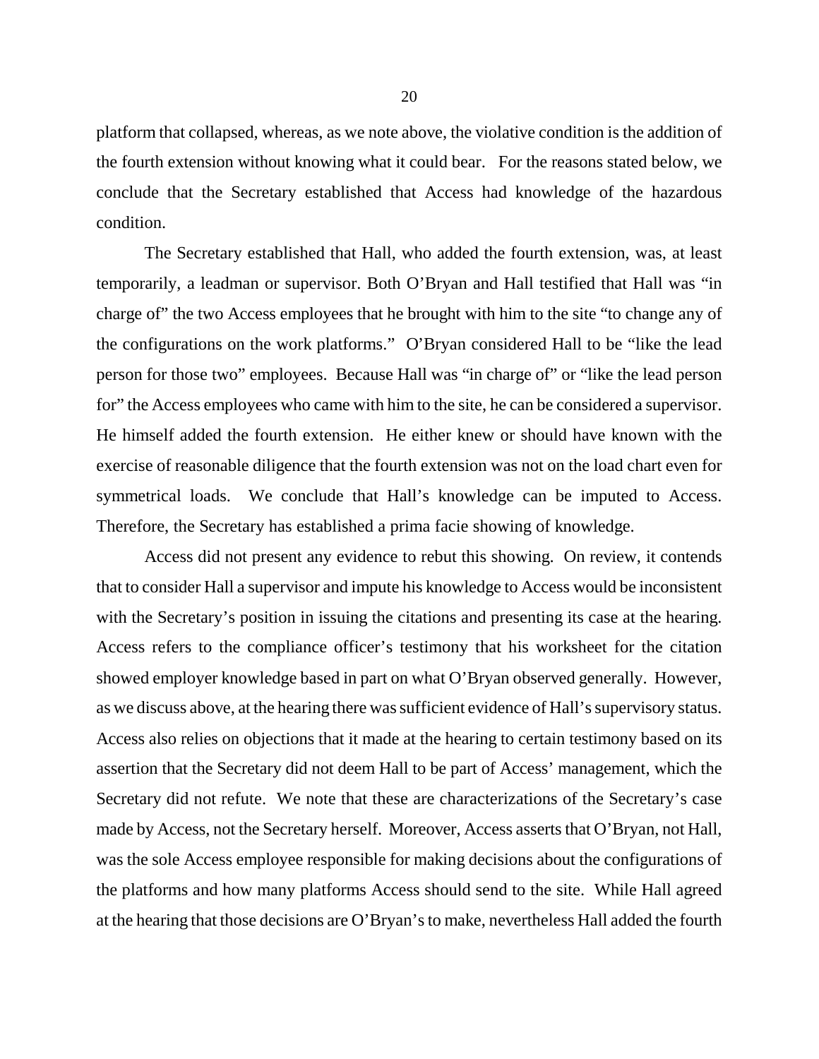platform that collapsed, whereas, as we note above, the violative condition is the addition of the fourth extension without knowing what it could bear. For the reasons stated below, we conclude that the Secretary established that Access had knowledge of the hazardous condition.

The Secretary established that Hall, who added the fourth extension, was, at least temporarily, a leadman or supervisor. Both O'Bryan and Hall testified that Hall was "in charge of" the two Access employees that he brought with him to the site "to change any of the configurations on the work platforms." O'Bryan considered Hall to be "like the lead person for those two" employees. Because Hall was "in charge of" or "like the lead person for" the Access employees who came with him to the site, he can be considered a supervisor. He himself added the fourth extension. He either knew or should have known with the exercise of reasonable diligence that the fourth extension was not on the load chart even for symmetrical loads. We conclude that Hall's knowledge can be imputed to Access. Therefore, the Secretary has established a prima facie showing of knowledge.

Access did not present any evidence to rebut this showing. On review, it contends that to consider Hall a supervisor and impute his knowledge to Access would be inconsistent with the Secretary's position in issuing the citations and presenting its case at the hearing. Access refers to the compliance officer's testimony that his worksheet for the citation showed employer knowledge based in part on what O'Bryan observed generally. However, as we discuss above, at the hearing there was sufficient evidence of Hall's supervisory status. Access also relies on objections that it made at the hearing to certain testimony based on its assertion that the Secretary did not deem Hall to be part of Access' management, which the Secretary did not refute. We note that these are characterizations of the Secretary's case made by Access, not the Secretary herself. Moreover, Access asserts that O'Bryan, not Hall, was the sole Access employee responsible for making decisions about the configurations of the platforms and how many platforms Access should send to the site. While Hall agreed at the hearing that those decisions are O'Bryan's to make, nevertheless Hall added the fourth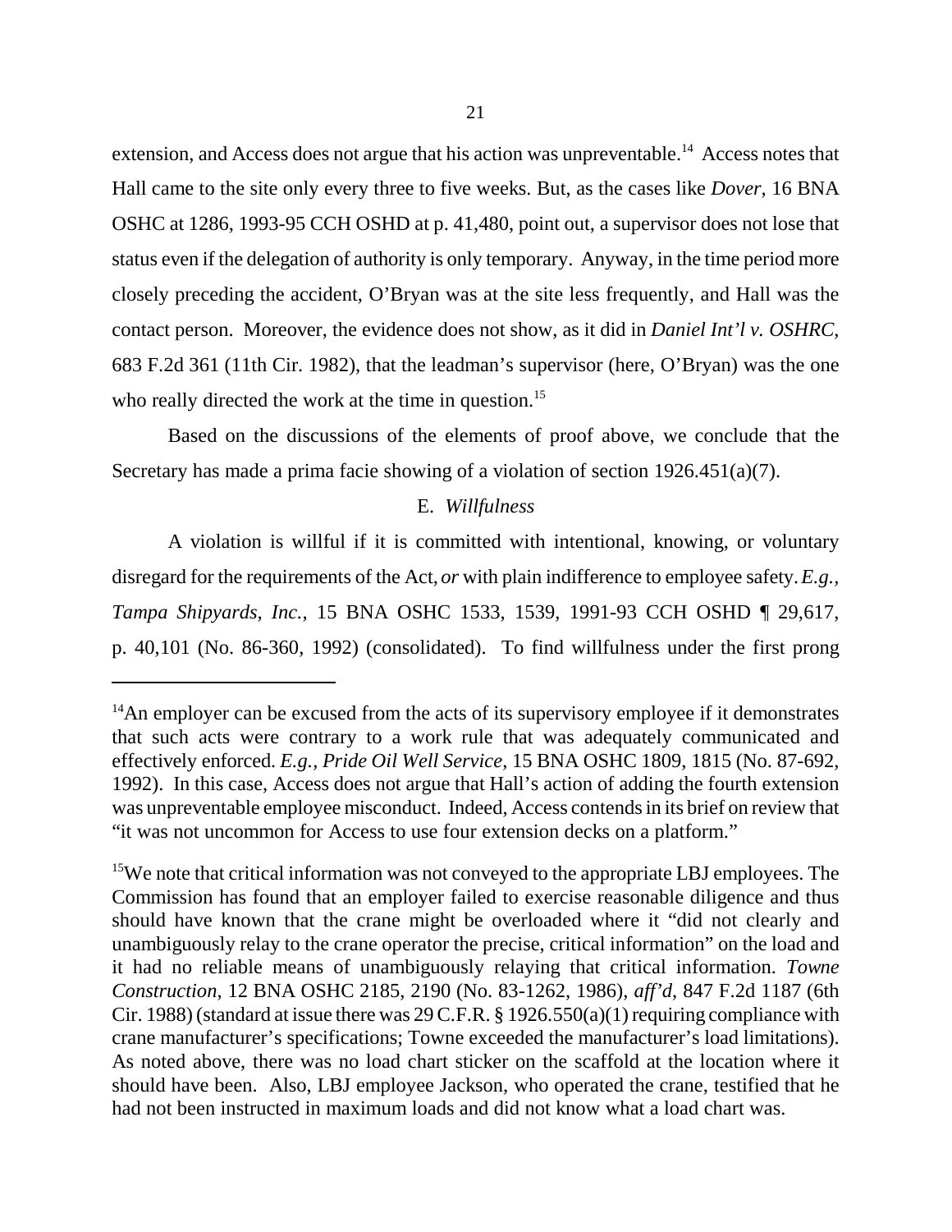extension, and Access does not argue that his action was unpreventable.[14] Access notes that Hall came to the site only every three to five weeks. But, as the cases like *Dover*, 16 BNA OSHC at 1286, 1993-95 CCH OSHD at p. 41,480, point out, a supervisor does not lose that status even if the delegation of authority is only temporary. Anyway, in the time period more closely preceding the accident, O'Bryan was at the site less frequently, and Hall was the contact person. Moreover, the evidence does not show, as it did in *Daniel Int'l v. OSHRC*, 683 F.2d 361 (11th Cir. 1982), that the leadman's supervisor (here, O'Bryan) was the one who really directed the work at the time in question.[15]

Based on the discussions of the elements of proof above, we conclude that the Secretary has made a prima facie showing of a violation of section 1926.451(a)(7).

### E. *Willfulness*

A violation is willful if it is committed with intentional, knowing, or voluntary disregard for the requirements of the Act, *or* with plain indifference to employee safety. *E.g., Tampa Shipyards, Inc.*, 15 BNA OSHC 1533, 1539, 1991-93 CCH OSHD ¶ 29,617, p. 40,101 (No. 86-360, 1992) (consolidated). To find willfulness under the first prong

---

[14]An employer can be excused from the acts of its supervisory employee if it demonstrates that such acts were contrary to a work rule that was adequately communicated and effectively enforced. *E.g., Pride Oil Well Service*, 15 BNA OSHC 1809, 1815 (No. 87-692, 1992). In this case, Access does not argue that Hall's action of adding the fourth extension was unpreventable employee misconduct. Indeed, Access contends in its brief on review that "it was not uncommon for Access to use four extension decks on a platform."

[15]We note that critical information was not conveyed to the appropriate LBJ employees. The Commission has found that an employer failed to exercise reasonable diligence and thus should have known that the crane might be overloaded where it "did not clearly and unambiguously relay to the crane operator the precise, critical information" on the load and it had no reliable means of unambiguously relaying that critical information. *Towne Construction*, 12 BNA OSHC 2185, 2190 (No. 83-1262, 1986), *aff'd*, 847 F.2d 1187 (6th Cir. 1988) (standard at issue there was 29 C.F.R. § 1926.550(a)(1) requiring compliance with crane manufacturer's specifications; Towne exceeded the manufacturer's load limitations). As noted above, there was no load chart sticker on the scaffold at the location where it should have been. Also, LBJ employee Jackson, who operated the crane, testified that he had not been instructed in maximum loads and did not know what a load chart was.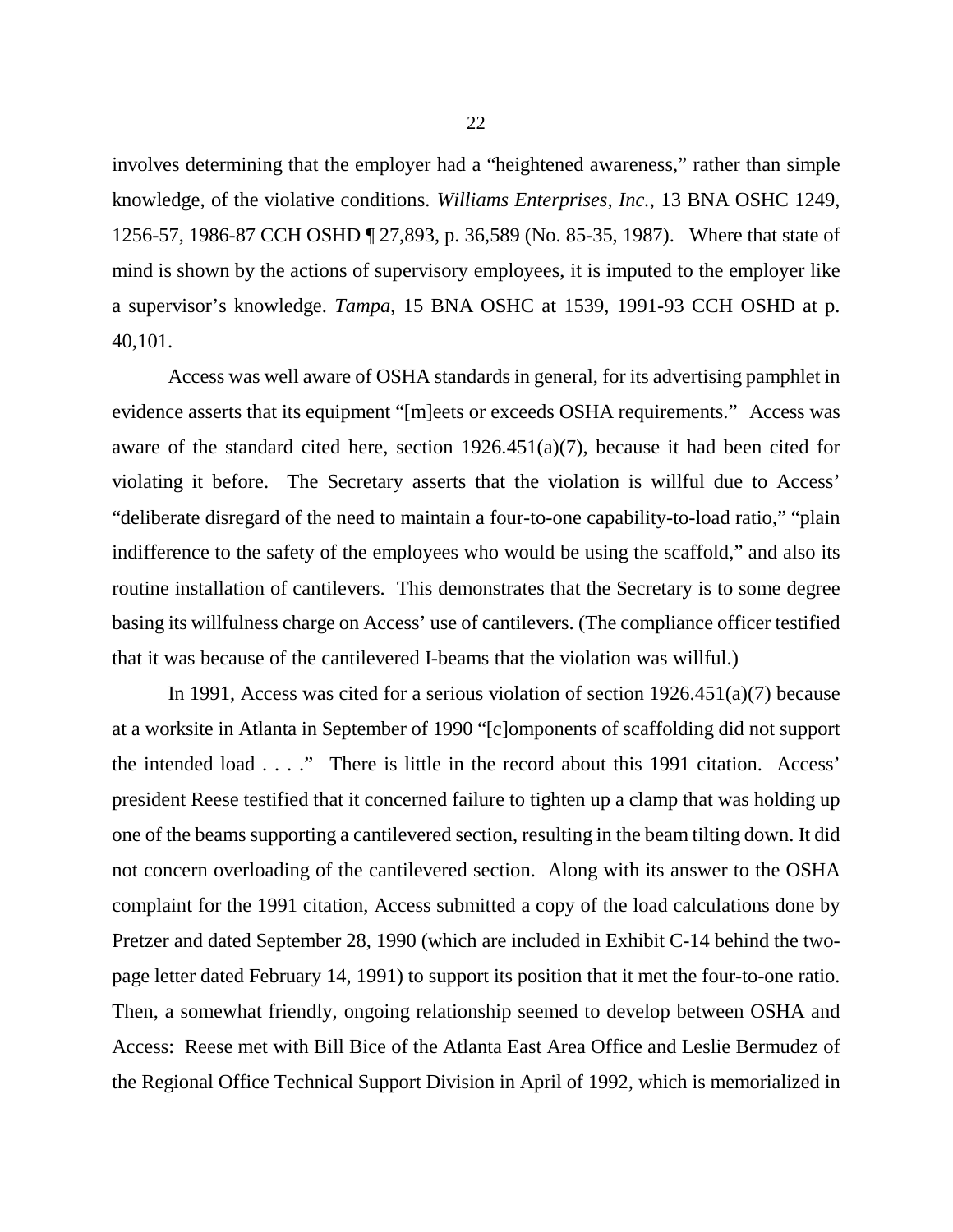involves determining that the employer had a "heightened awareness," rather than simple knowledge, of the violative conditions. *Williams Enterprises, Inc.*, 13 BNA OSHC 1249, 1256-57, 1986-87 CCH OSHD ¶ 27,893, p. 36,589 (No. 85-35, 1987). Where that state of mind is shown by the actions of supervisory employees, it is imputed to the employer like a supervisor's knowledge. *Tampa*, 15 BNA OSHC at 1539, 1991-93 CCH OSHD at p. 40,101.

Access was well aware of OSHA standards in general, for its advertising pamphlet in evidence asserts that its equipment "[m]eets or exceeds OSHA requirements." Access was aware of the standard cited here, section 1926.451(a)(7), because it had been cited for violating it before. The Secretary asserts that the violation is willful due to Access' "deliberate disregard of the need to maintain a four-to-one capability-to-load ratio," "plain indifference to the safety of the employees who would be using the scaffold," and also its routine installation of cantilevers. This demonstrates that the Secretary is to some degree basing its willfulness charge on Access' use of cantilevers. (The compliance officer testified that it was because of the cantilevered I-beams that the violation was willful.)

In 1991, Access was cited for a serious violation of section 1926.451(a)(7) because at a worksite in Atlanta in September of 1990 "[c]omponents of scaffolding did not support the intended load . . . ." There is little in the record about this 1991 citation. Access' president Reese testified that it concerned failure to tighten up a clamp that was holding up one of the beams supporting a cantilevered section, resulting in the beam tilting down. It did not concern overloading of the cantilevered section. Along with its answer to the OSHA complaint for the 1991 citation, Access submitted a copy of the load calculations done by Pretzer and dated September 28, 1990 (which are included in Exhibit C-14 behind the two-page letter dated February 14, 1991) to support its position that it met the four-to-one ratio. Then, a somewhat friendly, ongoing relationship seemed to develop between OSHA and Access: Reese met with Bill Bice of the Atlanta East Area Office and Leslie Bermudez of the Regional Office Technical Support Division in April of 1992, which is memorialized in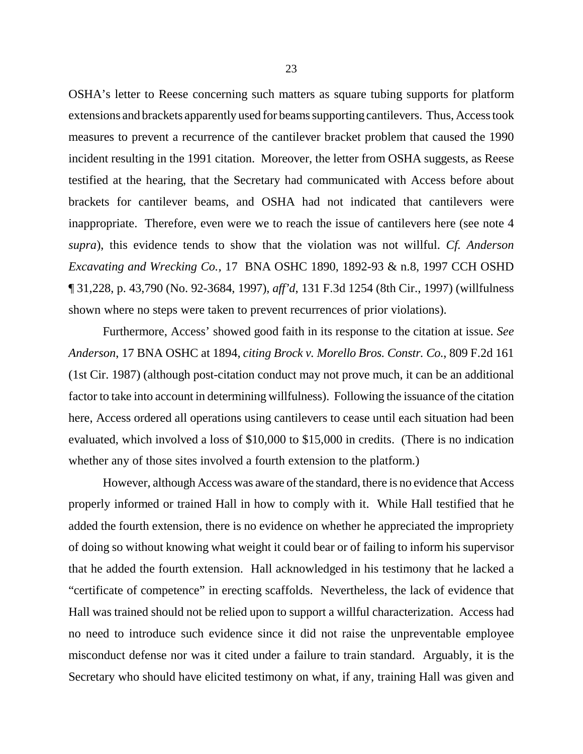OSHA's letter to Reese concerning such matters as square tubing supports for platform extensions and brackets apparently used for beams supporting cantilevers. Thus, Access took measures to prevent a recurrence of the cantilever bracket problem that caused the 1990 incident resulting in the 1991 citation. Moreover, the letter from OSHA suggests, as Reese testified at the hearing, that the Secretary had communicated with Access before about brackets for cantilever beams, and OSHA had not indicated that cantilevers were inappropriate. Therefore, even were we to reach the issue of cantilevers here (see note 4 *supra*), this evidence tends to show that the violation was not willful. *Cf. Anderson Excavating and Wrecking Co.*, 17 BNA OSHC 1890, 1892-93 & n.8, 1997 CCH OSHD ¶ 31,228, p. 43,790 (No. 92-3684, 1997), *aff'd*, 131 F.3d 1254 (8th Cir., 1997) (willfulness shown where no steps were taken to prevent recurrences of prior violations).

Furthermore, Access' showed good faith in its response to the citation at issue. *See Anderson*, 17 BNA OSHC at 1894, *citing Brock v. Morello Bros. Constr. Co.*, 809 F.2d 161 (1st Cir. 1987) (although post-citation conduct may not prove much, it can be an additional factor to take into account in determining willfulness). Following the issuance of the citation here, Access ordered all operations using cantilevers to cease until each situation had been evaluated, which involved a loss of $10,000 to $15,000 in credits. (There is no indication whether any of those sites involved a fourth extension to the platform.)

However, although Access was aware of the standard, there is no evidence that Access properly informed or trained Hall in how to comply with it. While Hall testified that he added the fourth extension, there is no evidence on whether he appreciated the impropriety of doing so without knowing what weight it could bear or of failing to inform his supervisor that he added the fourth extension. Hall acknowledged in his testimony that he lacked a "certificate of competence" in erecting scaffolds. Nevertheless, the lack of evidence that Hall was trained should not be relied upon to support a willful characterization. Access had no need to introduce such evidence since it did not raise the unpreventable employee misconduct defense nor was it cited under a failure to train standard. Arguably, it is the Secretary who should have elicited testimony on what, if any, training Hall was given and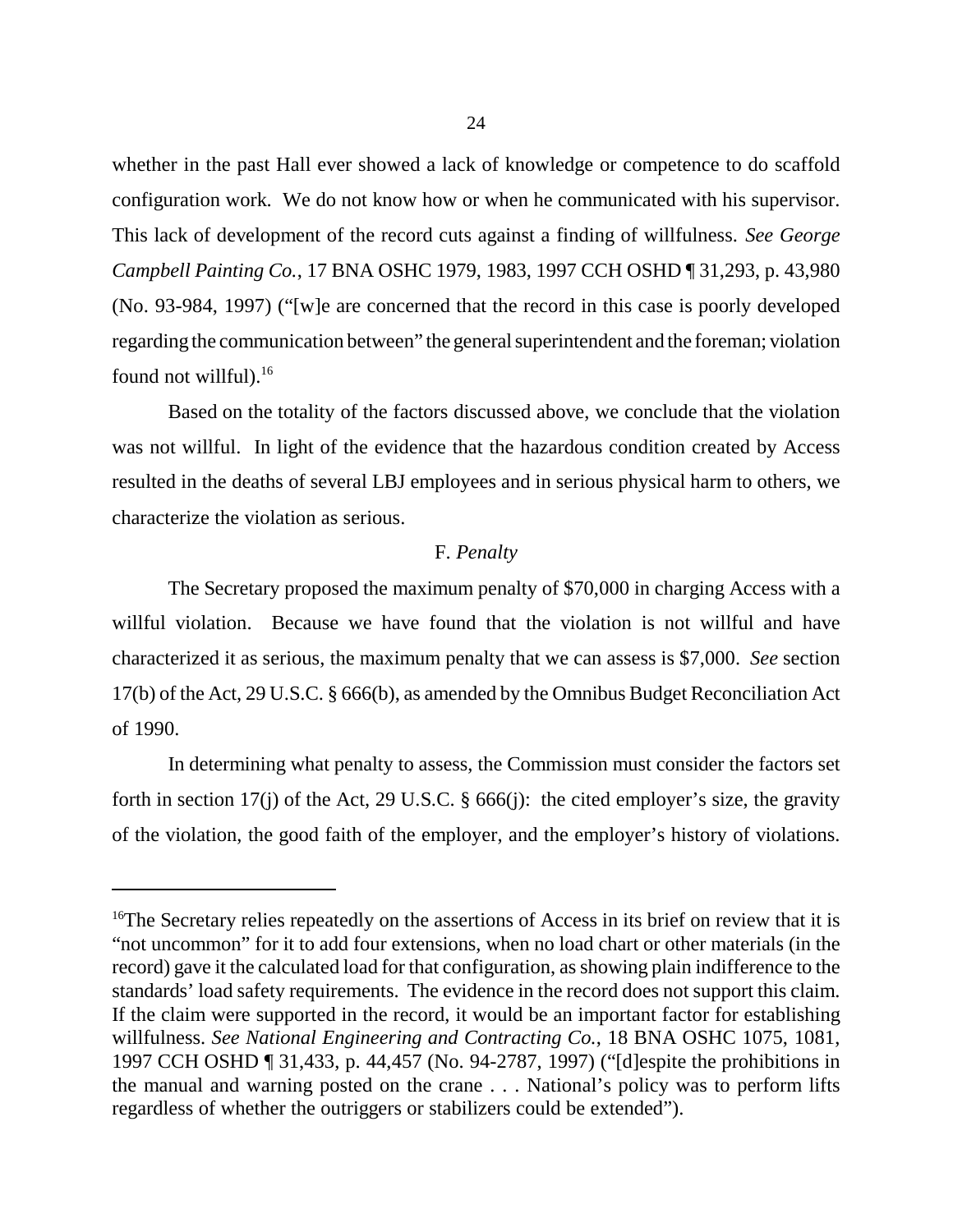whether in the past Hall ever showed a lack of knowledge or competence to do scaffold configuration work. We do not know how or when he communicated with his supervisor. This lack of development of the record cuts against a finding of willfulness. *See George Campbell Painting Co.*, 17 BNA OSHC 1979, 1983, 1997 CCH OSHD ¶ 31,293, p. 43,980 (No. 93-984, 1997) ("[w]e are concerned that the record in this case is poorly developed regarding the communication between" the general superintendent and the foreman; violation found not willful).[16]

Based on the totality of the factors discussed above, we conclude that the violation was not willful. In light of the evidence that the hazardous condition created by Access resulted in the deaths of several LBJ employees and in serious physical harm to others, we characterize the violation as serious.

F. *Penalty*

The Secretary proposed the maximum penalty of $70,000 in charging Access with a willful violation. Because we have found that the violation is not willful and have characterized it as serious, the maximum penalty that we can assess is $7,000. *See* section 17(b) of the Act, 29 U.S.C. § 666(b), as amended by the Omnibus Budget Reconciliation Act of 1990.

In determining what penalty to assess, the Commission must consider the factors set forth in section 17(j) of the Act, 29 U.S.C. § 666(j): the cited employer's size, the gravity of the violation, the good faith of the employer, and the employer's history of violations.

---

[16]The Secretary relies repeatedly on the assertions of Access in its brief on review that it is "not uncommon" for it to add four extensions, when no load chart or other materials (in the record) gave it the calculated load for that configuration, as showing plain indifference to the standards' load safety requirements. The evidence in the record does not support this claim. If the claim were supported in the record, it would be an important factor for establishing willfulness. *See National Engineering and Contracting Co.*, 18 BNA OSHC 1075, 1081, 1997 CCH OSHD ¶ 31,433, p. 44,457 (No. 94-2787, 1997) ("[d]espite the prohibitions in the manual and warning posted on the crane . . . National's policy was to perform lifts regardless of whether the outriggers or stabilizers could be extended").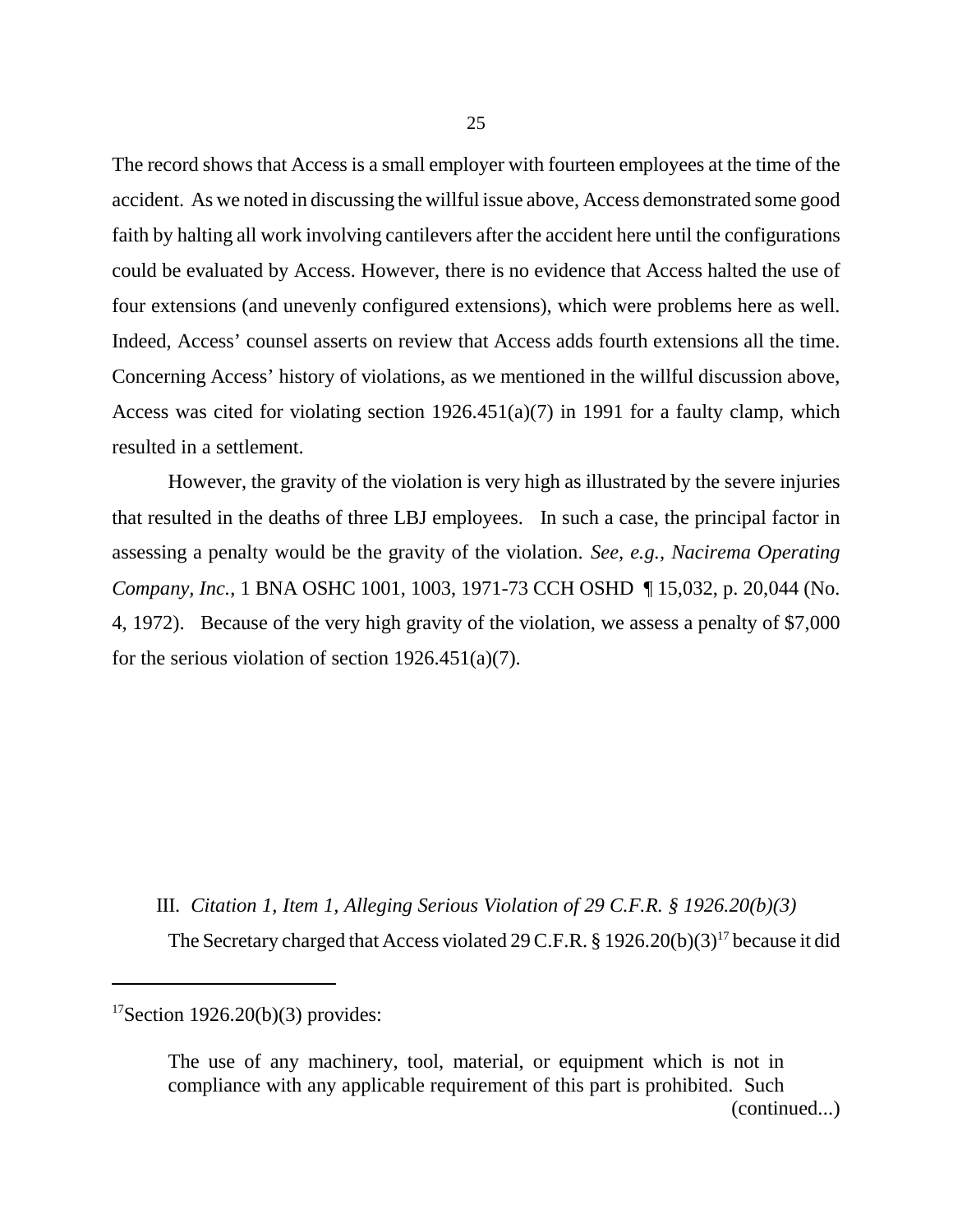The record shows that Access is a small employer with fourteen employees at the time of the accident. As we noted in discussing the willful issue above, Access demonstrated some good faith by halting all work involving cantilevers after the accident here until the configurations could be evaluated by Access. However, there is no evidence that Access halted the use of four extensions (and unevenly configured extensions), which were problems here as well. Indeed, Access' counsel asserts on review that Access adds fourth extensions all the time. Concerning Access' history of violations, as we mentioned in the willful discussion above, Access was cited for violating section 1926.451(a)(7) in 1991 for a faulty clamp, which resulted in a settlement.

However, the gravity of the violation is very high as illustrated by the severe injuries that resulted in the deaths of three LBJ employees. In such a case, the principal factor in assessing a penalty would be the gravity of the violation. *See, e.g., Nacirema Operating Company, Inc.*, 1 BNA OSHC 1001, 1003, 1971-73 CCH OSHD ¶ 15,032, p. 20,044 (No. 4, 1972). Because of the very high gravity of the violation, we assess a penalty of $7,000 for the serious violation of section 1926.451(a)(7).

### III. *Citation 1, Item 1, Alleging Serious Violation of 29 C.F.R. § 1926.20(b)(3)*

The Secretary charged that Access violated 29 C.F.R. § 1926.20(b)(3)[17] because it did

---

[17]Section 1926.20(b)(3) provides:

> The use of any machinery, tool, material, or equipment which is not in compliance with any applicable requirement of this part is prohibited. Such (continued...)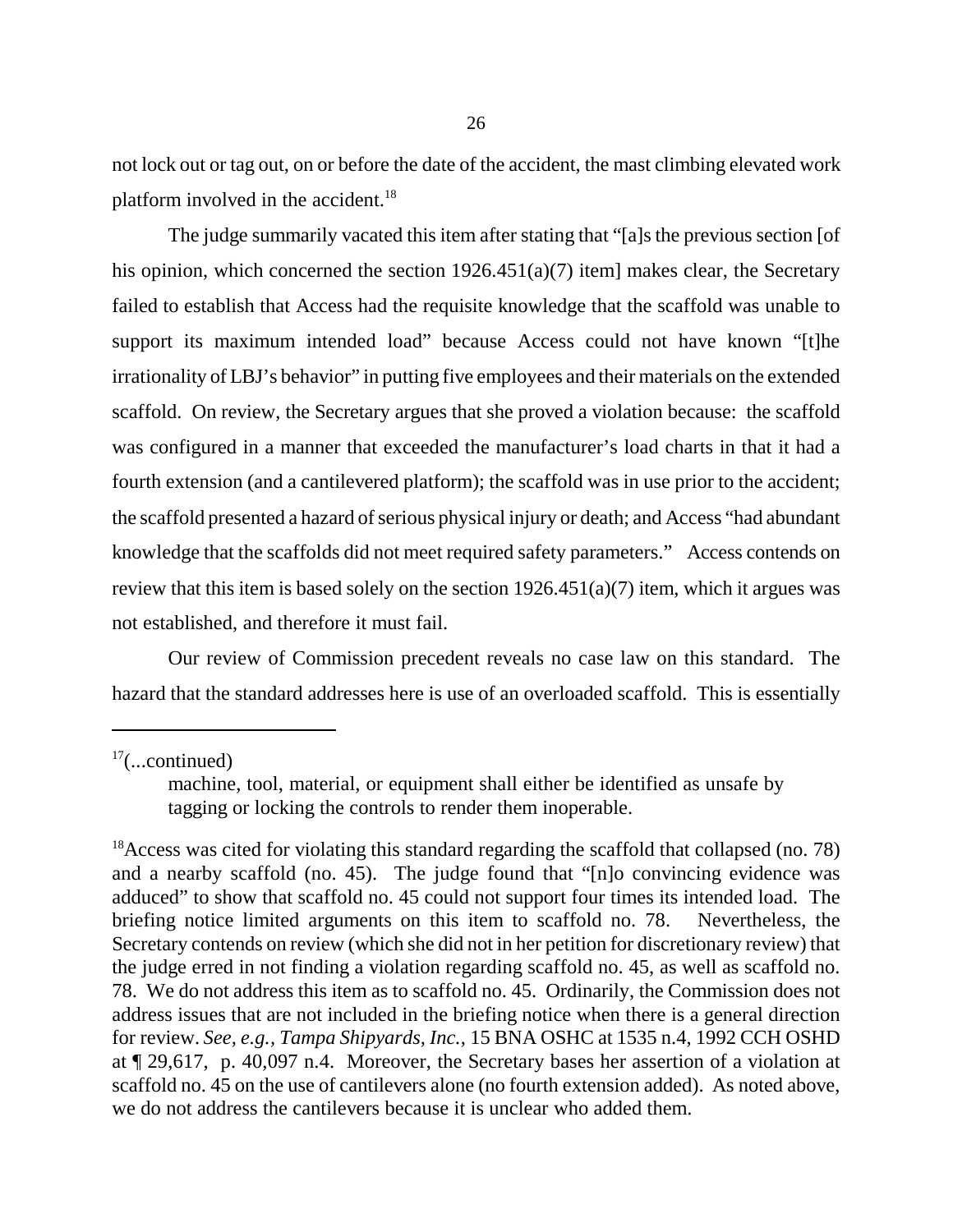not lock out or tag out, on or before the date of the accident, the mast climbing elevated work platform involved in the accident.[18]

The judge summarily vacated this item after stating that "[a]s the previous section [of his opinion, which concerned the section 1926.451(a)(7) item] makes clear, the Secretary failed to establish that Access had the requisite knowledge that the scaffold was unable to support its maximum intended load" because Access could not have known "[t]he irrationality of LBJ's behavior" in putting five employees and their materials on the extended scaffold. On review, the Secretary argues that she proved a violation because: the scaffold was configured in a manner that exceeded the manufacturer's load charts in that it had a fourth extension (and a cantilevered platform); the scaffold was in use prior to the accident; the scaffold presented a hazard of serious physical injury or death; and Access "had abundant knowledge that the scaffolds did not meet required safety parameters." Access contends on review that this item is based solely on the section 1926.451(a)(7) item, which it argues was not established, and therefore it must fail.

Our review of Commission precedent reveals no case law on this standard. The hazard that the standard addresses here is use of an overloaded scaffold. This is essentially

---

[17](...continued)

> machine, tool, material, or equipment shall either be identified as unsafe by tagging or locking the controls to render them inoperable.

[18]Access was cited for violating this standard regarding the scaffold that collapsed (no. 78) and a nearby scaffold (no. 45). The judge found that "[n]o convincing evidence was adduced" to show that scaffold no. 45 could not support four times its intended load. The briefing notice limited arguments on this item to scaffold no. 78. Nevertheless, the Secretary contends on review (which she did not in her petition for discretionary review) that the judge erred in not finding a violation regarding scaffold no. 45, as well as scaffold no. 78. We do not address this item as to scaffold no. 45. Ordinarily, the Commission does not address issues that are not included in the briefing notice when there is a general direction for review. *See, e.g.*, *Tampa Shipyards, Inc.*, 15 BNA OSHC at 1535 n.4, 1992 CCH OSHD at ¶ 29,617, p. 40,097 n.4. Moreover, the Secretary bases her assertion of a violation at scaffold no. 45 on the use of cantilevers alone (no fourth extension added). As noted above, we do not address the cantilevers because it is unclear who added them.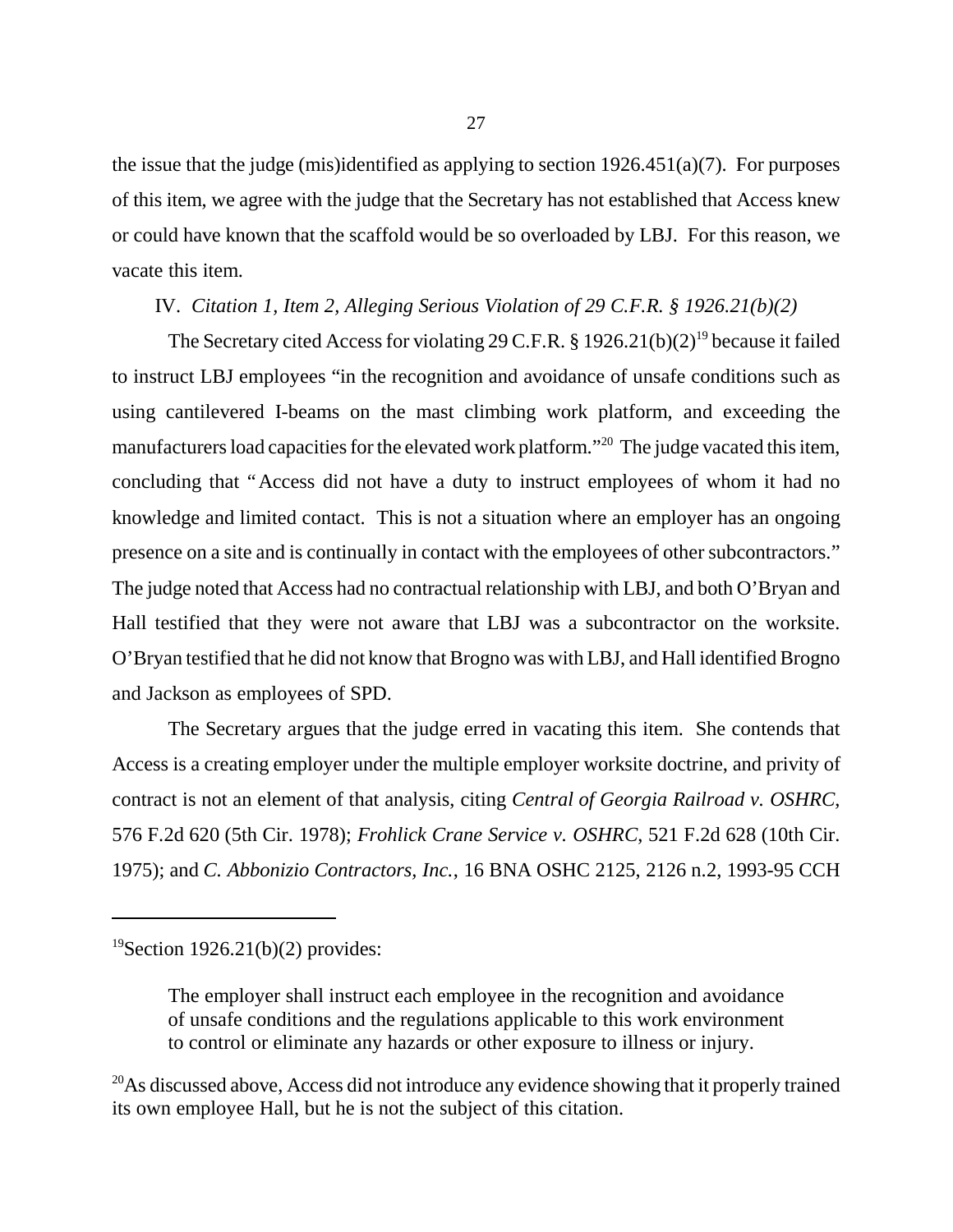the issue that the judge (mis)identified as applying to section 1926.451(a)(7). For purposes of this item, we agree with the judge that the Secretary has not established that Access knew or could have known that the scaffold would be so overloaded by LBJ. For this reason, we vacate this item.

IV. *Citation 1, Item 2, Alleging Serious Violation of 29 C.F.R. § 1926.21(b)(2)*

The Secretary cited Access for violating 29 C.F.R. § 1926.21(b)(2)[19] because it failed to instruct LBJ employees "in the recognition and avoidance of unsafe conditions such as using cantilevered I-beams on the mast climbing work platform, and exceeding the manufacturers load capacities for the elevated work platform."[20] The judge vacated this item, concluding that "Access did not have a duty to instruct employees of whom it had no knowledge and limited contact. This is not a situation where an employer has an ongoing presence on a site and is continually in contact with the employees of other subcontractors." The judge noted that Access had no contractual relationship with LBJ, and both O'Bryan and Hall testified that they were not aware that LBJ was a subcontractor on the worksite. O'Bryan testified that he did not know that Brogno was with LBJ, and Hall identified Brogno and Jackson as employees of SPD.

The Secretary argues that the judge erred in vacating this item. She contends that Access is a creating employer under the multiple employer worksite doctrine, and privity of contract is not an element of that analysis, citing *Central of Georgia Railroad v. OSHRC*, 576 F.2d 620 (5th Cir. 1978); *Frohlick Crane Service v. OSHRC*, 521 F.2d 628 (10th Cir. 1975); and *C. Abbonizio Contractors, Inc.*, 16 BNA OSHC 2125, 2126 n.2, 1993-95 CCH

---

[19]Section 1926.21(b)(2) provides:

> The employer shall instruct each employee in the recognition and avoidance of unsafe conditions and the regulations applicable to this work environment to control or eliminate any hazards or other exposure to illness or injury.

[20]As discussed above, Access did not introduce any evidence showing that it properly trained its own employee Hall, but he is not the subject of this citation.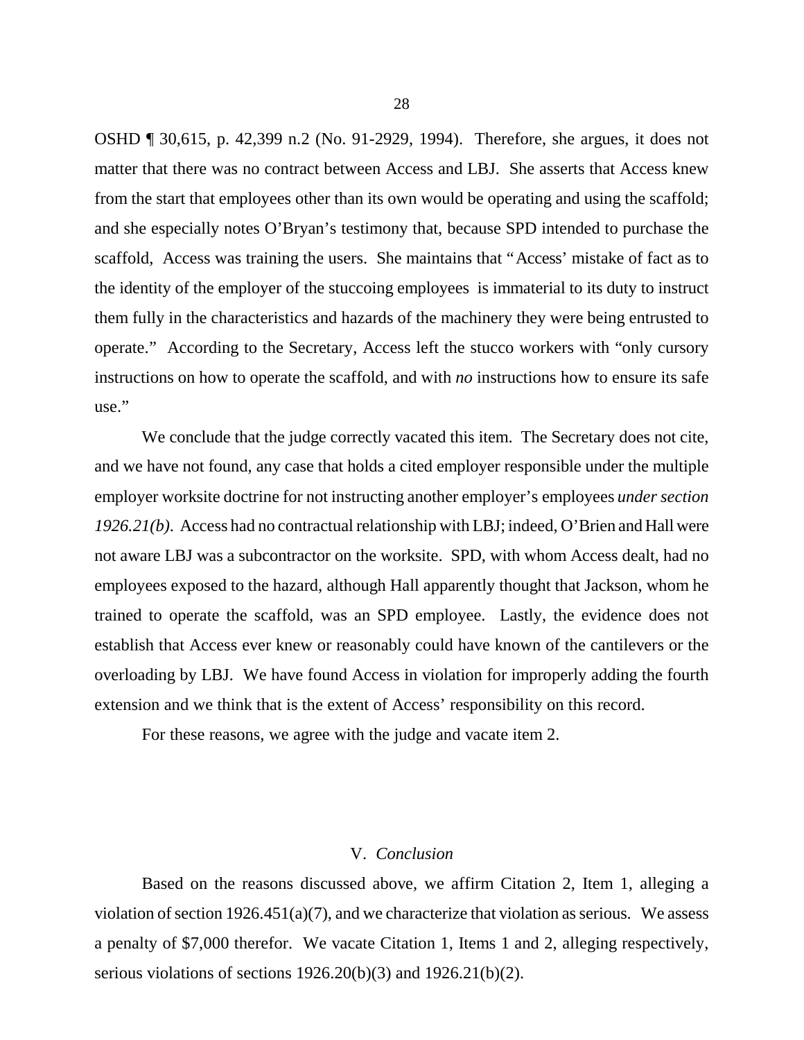OSHD ¶ 30,615, p. 42,399 n.2 (No. 91-2929, 1994). Therefore, she argues, it does not matter that there was no contract between Access and LBJ. She asserts that Access knew from the start that employees other than its own would be operating and using the scaffold; and she especially notes O'Bryan's testimony that, because SPD intended to purchase the scaffold, Access was training the users. She maintains that "Access' mistake of fact as to the identity of the employer of the stuccoing employees is immaterial to its duty to instruct them fully in the characteristics and hazards of the machinery they were being entrusted to operate." According to the Secretary, Access left the stucco workers with "only cursory instructions on how to operate the scaffold, and with *no* instructions how to ensure its safe use."

We conclude that the judge correctly vacated this item. The Secretary does not cite, and we have not found, any case that holds a cited employer responsible under the multiple employer worksite doctrine for not instructing another employer's employees *under section 1926.21(b)*. Access had no contractual relationship with LBJ; indeed, O'Brien and Hall were not aware LBJ was a subcontractor on the worksite. SPD, with whom Access dealt, had no employees exposed to the hazard, although Hall apparently thought that Jackson, whom he trained to operate the scaffold, was an SPD employee. Lastly, the evidence does not establish that Access ever knew or reasonably could have known of the cantilevers or the overloading by LBJ. We have found Access in violation for improperly adding the fourth extension and we think that is the extent of Access' responsibility on this record.

For these reasons, we agree with the judge and vacate item 2.

## V. *Conclusion*

Based on the reasons discussed above, we affirm Citation 2, Item 1, alleging a violation of section 1926.451(a)(7), and we characterize that violation as serious. We assess a penalty of $7,000 therefor. We vacate Citation 1, Items 1 and 2, alleging respectively, serious violations of sections 1926.20(b)(3) and 1926.21(b)(2).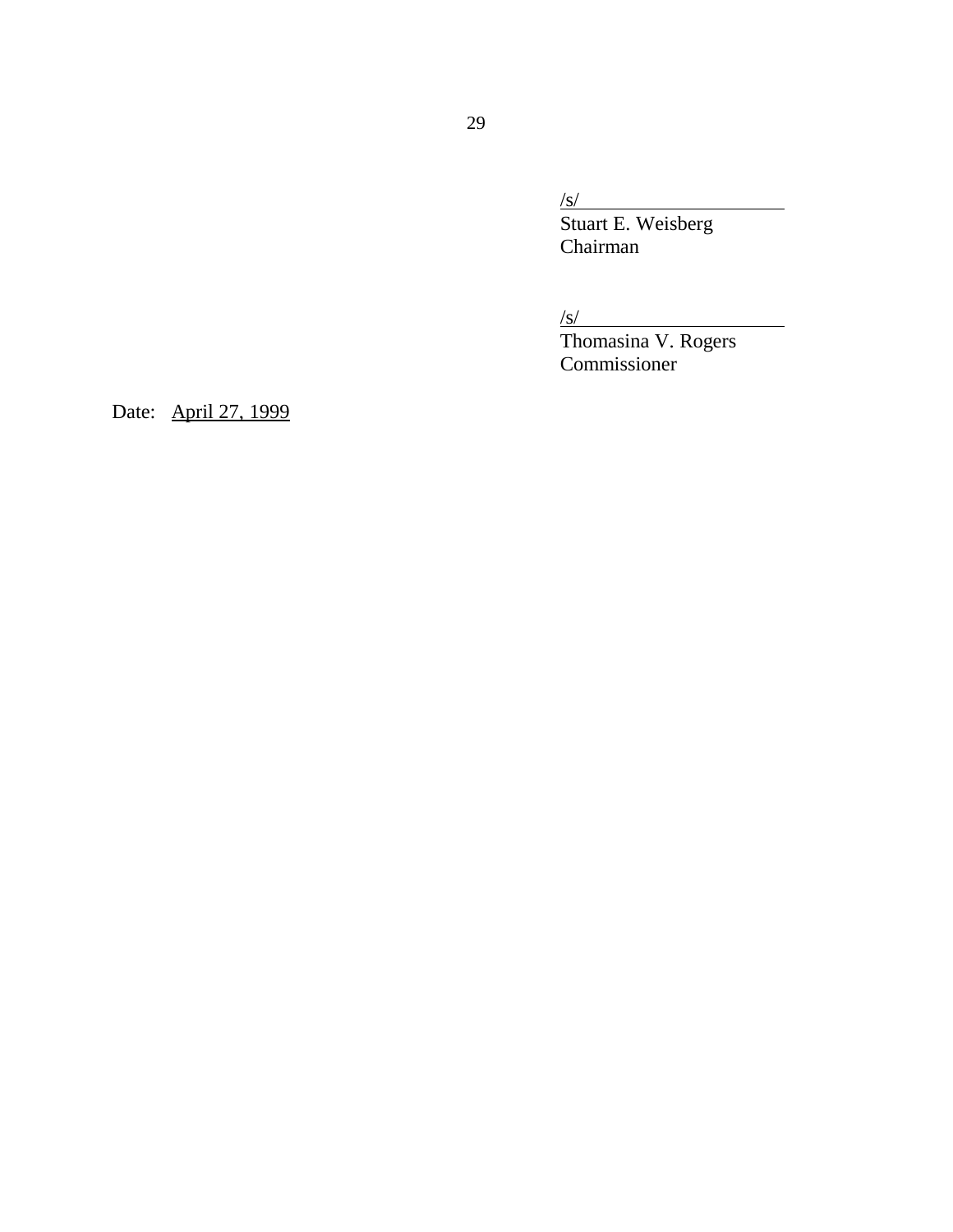/s/
Stuart E. Weisberg
Chairman

/s/
Thomasina V. Rogers
Commissioner

Date: April 27, 1999